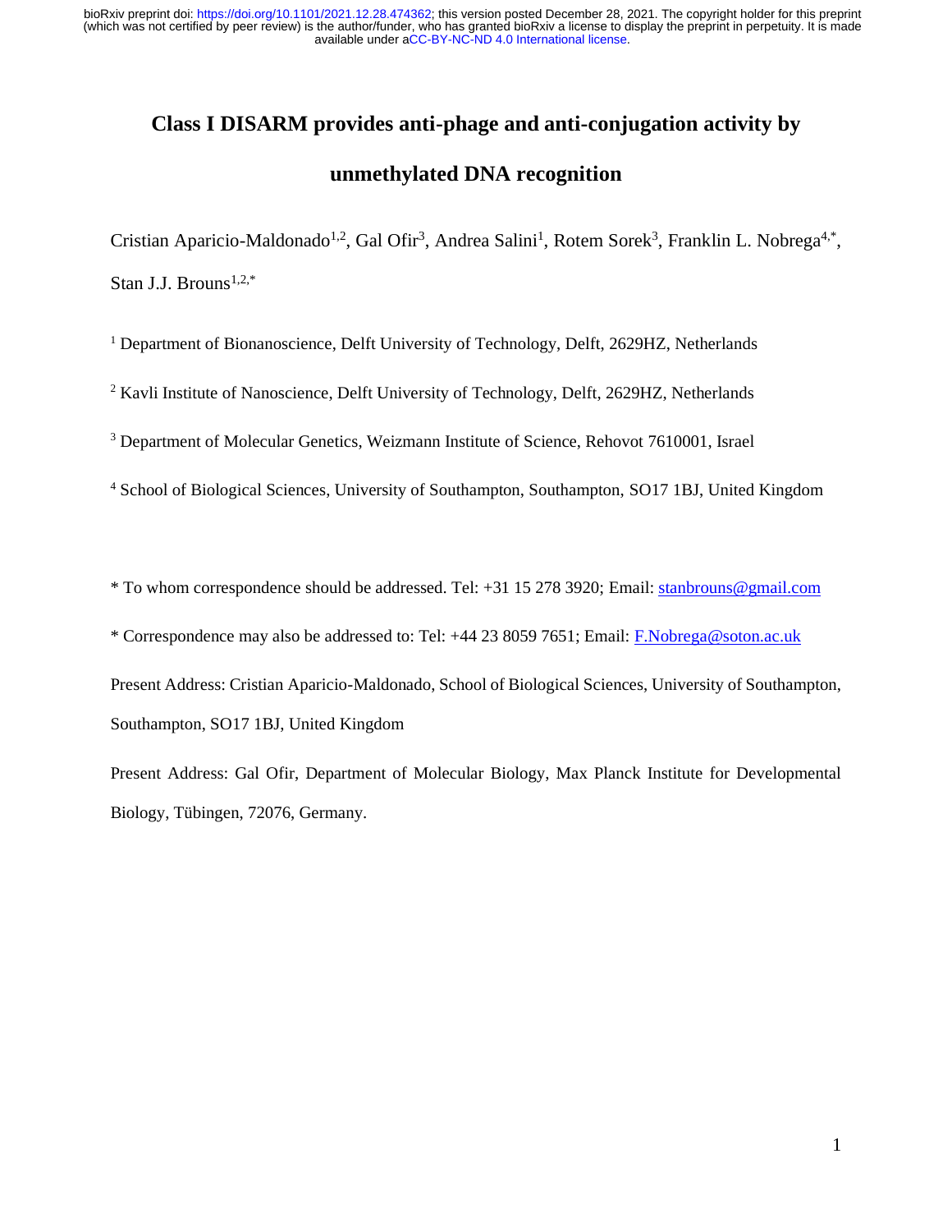# Class I DISARM provides anti-phage and anti-conjugation activity by unmethylated DNA recognition

Cristian Aparicio-Maldonado[1,2], Gal Ofir[3], Andrea Salini[1], Rotem Sorek[3], Franklin L. Nobrega[4,*], Stan J.J. Brouns[1,2,*]

[1] Department of Bionanoscience, Delft University of Technology, Delft, 2629HZ, Netherlands

[2] Kavli Institute of Nanoscience, Delft University of Technology, Delft, 2629HZ, Netherlands

[3] Department of Molecular Genetics, Weizmann Institute of Science, Rehovot 7610001, Israel

[4] School of Biological Sciences, University of Southampton, Southampton, SO17 1BJ, United Kingdom

* To whom correspondence should be addressed. Tel: +31 15 278 3920; Email: stanbrouns@gmail.com

* Correspondence may also be addressed to: Tel: +44 23 8059 7651; Email: F.Nobrega@soton.ac.uk

Present Address: Cristian Aparicio-Maldonado, School of Biological Sciences, University of Southampton, Southampton, SO17 1BJ, United Kingdom

Present Address: Gal Ofir, Department of Molecular Biology, Max Planck Institute for Developmental Biology, Tübingen, 72076, Germany.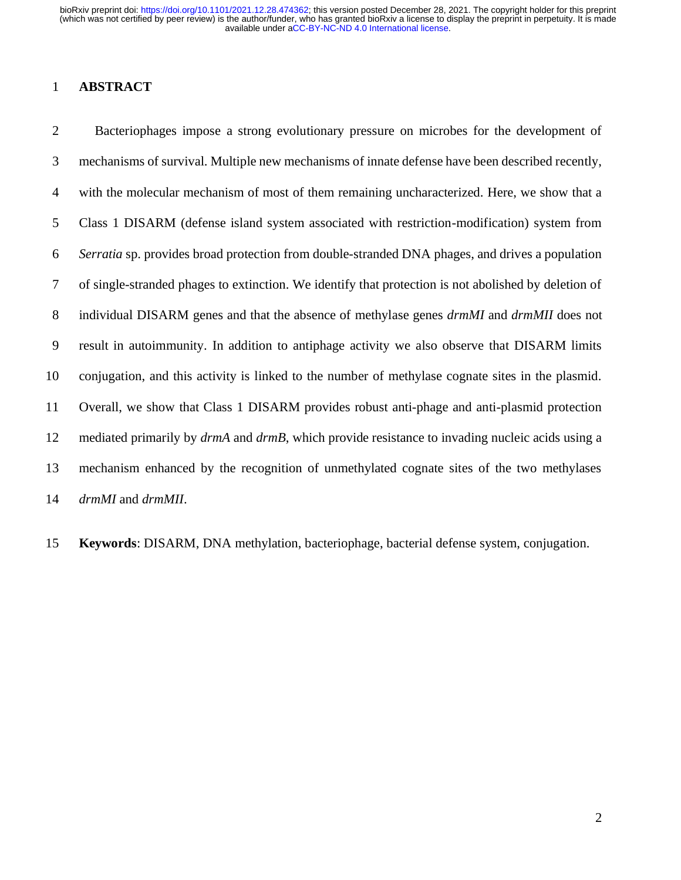## ABSTRACT

Bacteriophages impose a strong evolutionary pressure on microbes for the development of mechanisms of survival. Multiple new mechanisms of innate defense have been described recently, with the molecular mechanism of most of them remaining uncharacterized. Here, we show that a Class 1 DISARM (defense island system associated with restriction-modification) system from *Serratia* sp. provides broad protection from double-stranded DNA phages, and drives a population of single-stranded phages to extinction. We identify that protection is not abolished by deletion of individual DISARM genes and that the absence of methylase genes *drmMI* and *drmMII* does not result in autoimmunity. In addition to antiphage activity we also observe that DISARM limits conjugation, and this activity is linked to the number of methylase cognate sites in the plasmid. Overall, we show that Class 1 DISARM provides robust anti-phage and anti-plasmid protection mediated primarily by *drmA* and *drmB*, which provide resistance to invading nucleic acids using a mechanism enhanced by the recognition of unmethylated cognate sites of the two methylases *drmMI* and *drmMII*.

**Keywords**: DISARM, DNA methylation, bacteriophage, bacterial defense system, conjugation.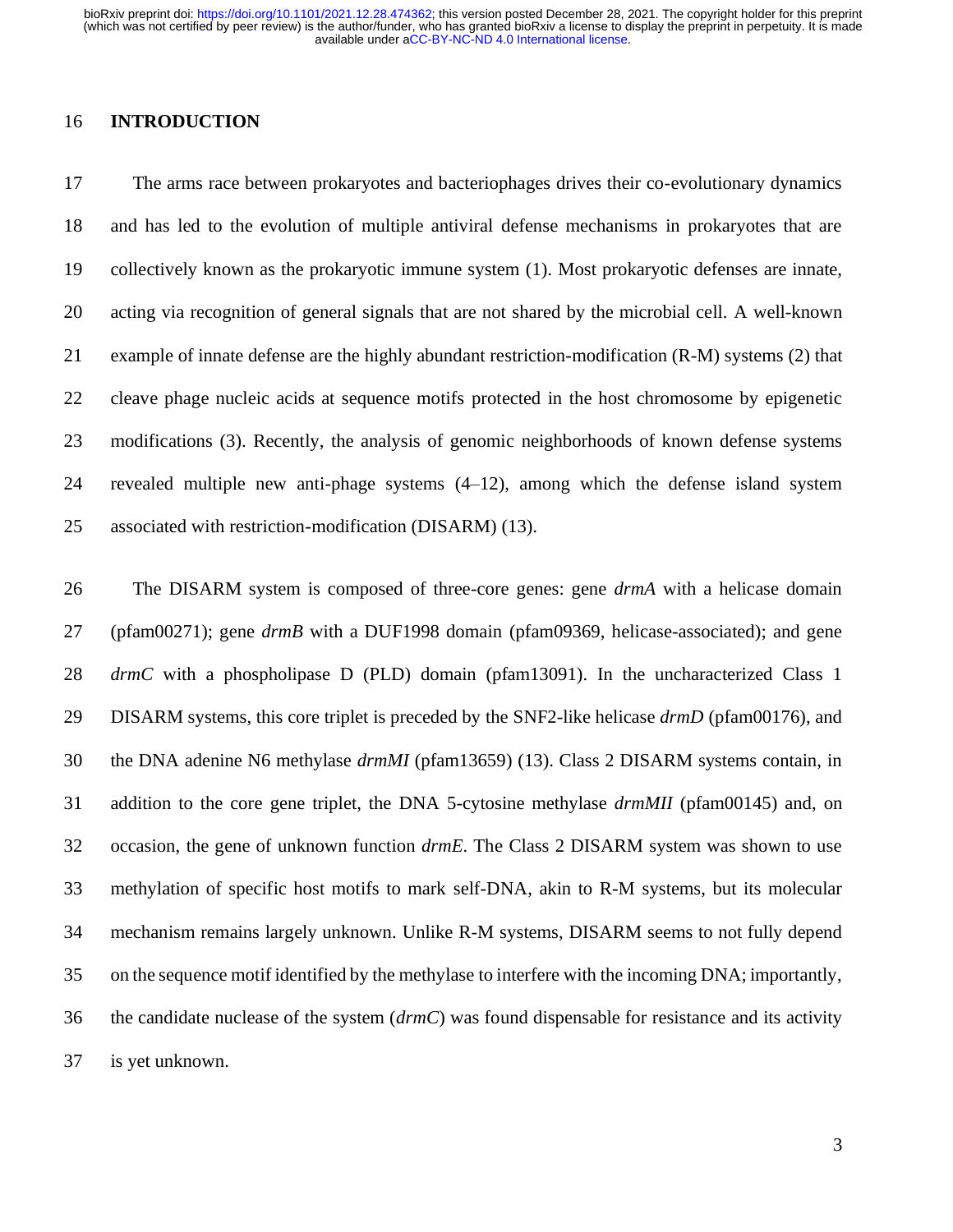## INTRODUCTION

The arms race between prokaryotes and bacteriophages drives their co-evolutionary dynamics and has led to the evolution of multiple antiviral defense mechanisms in prokaryotes that are collectively known as the prokaryotic immune system (1). Most prokaryotic defenses are innate, acting via recognition of general signals that are not shared by the microbial cell. A well-known example of innate defense are the highly abundant restriction-modification (R-M) systems (2) that cleave phage nucleic acids at sequence motifs protected in the host chromosome by epigenetic modifications (3). Recently, the analysis of genomic neighborhoods of known defense systems revealed multiple new anti-phage systems (4–12), among which the defense island system associated with restriction-modification (DISARM) (13).

The DISARM system is composed of three-core genes: gene *drmA* with a helicase domain (pfam00271); gene *drmB* with a DUF1998 domain (pfam09369, helicase-associated); and gene *drmC* with a phospholipase D (PLD) domain (pfam13091). In the uncharacterized Class 1 DISARM systems, this core triplet is preceded by the SNF2-like helicase *drmD* (pfam00176), and the DNA adenine N6 methylase *drmMI* (pfam13659) (13). Class 2 DISARM systems contain, in addition to the core gene triplet, the DNA 5-cytosine methylase *drmMII* (pfam00145) and, on occasion, the gene of unknown function *drmE*. The Class 2 DISARM system was shown to use methylation of specific host motifs to mark self-DNA, akin to R-M systems, but its molecular mechanism remains largely unknown. Unlike R-M systems, DISARM seems to not fully depend on the sequence motif identified by the methylase to interfere with the incoming DNA; importantly, the candidate nuclease of the system (*drmC*) was found dispensable for resistance and its activity is yet unknown.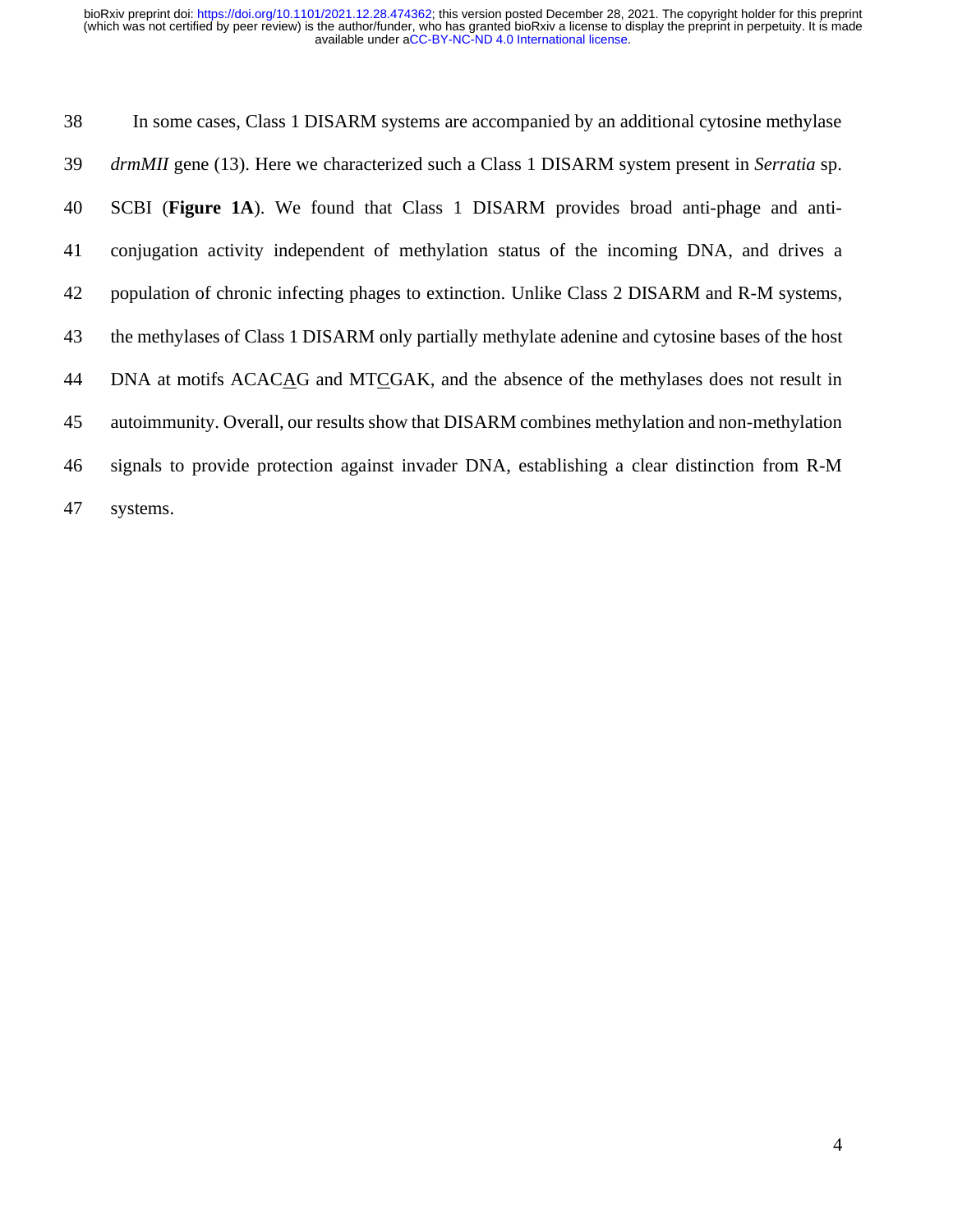In some cases, Class 1 DISARM systems are accompanied by an additional cytosine methylase *drmMII* gene (13). Here we characterized such a Class 1 DISARM system present in *Serratia* sp. SCBI (**Figure 1A**). We found that Class 1 DISARM provides broad anti-phage and anti-conjugation activity independent of methylation status of the incoming DNA, and drives a population of chronic infecting phages to extinction. Unlike Class 2 DISARM and R-M systems, the methylases of Class 1 DISARM only partially methylate adenine and cytosine bases of the host DNA at motifs ACAC<u>A</u>G and MT<u>C</u>GAK, and the absence of the methylases does not result in autoimmunity. Overall, our results show that DISARM combines methylation and non-methylation signals to provide protection against invader DNA, establishing a clear distinction from R-M systems.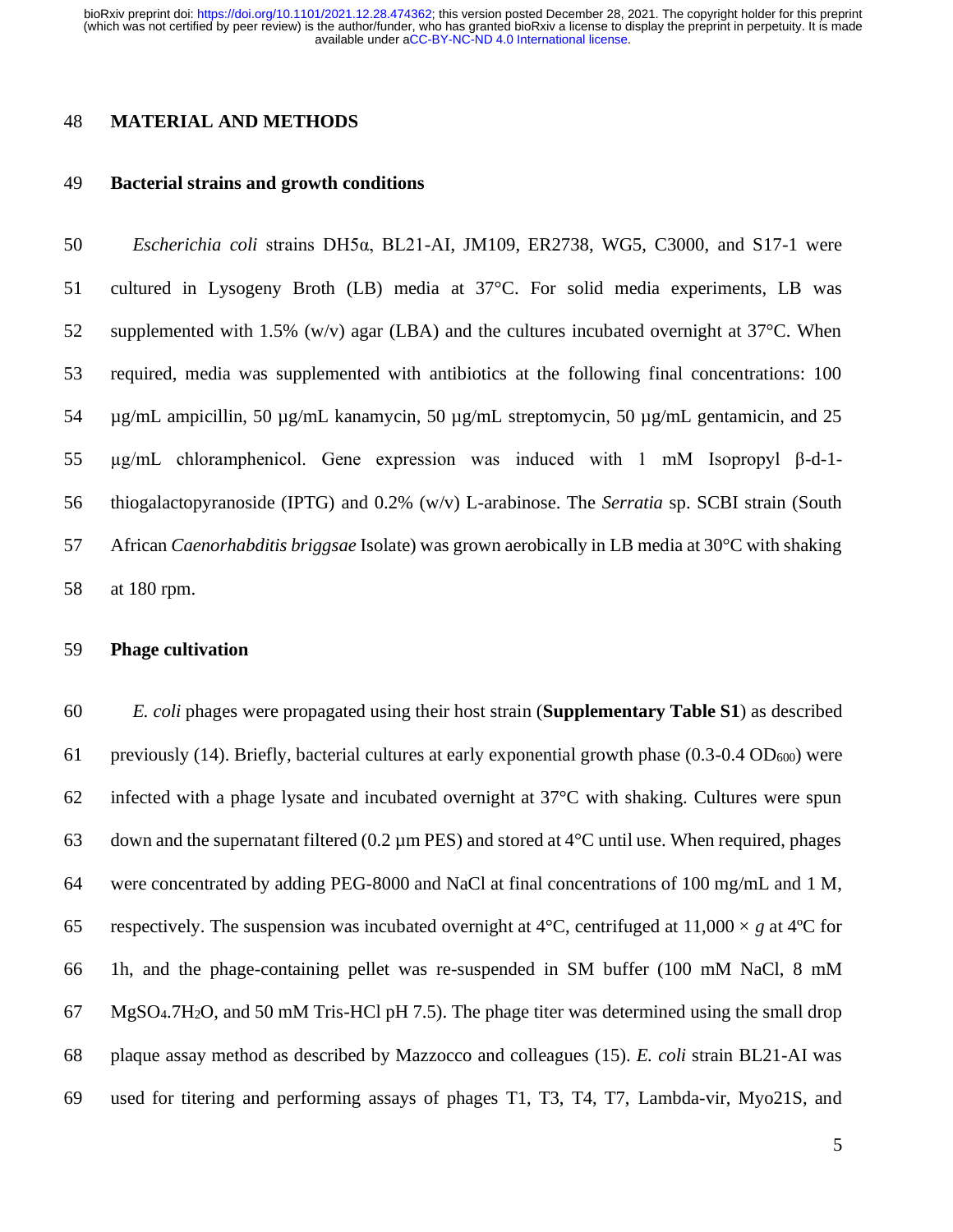## MATERIAL AND METHODS

### Bacterial strains and growth conditions

*Escherichia coli* strains DH5α, BL21-AI, JM109, ER2738, WG5, C3000, and S17-1 were cultured in Lysogeny Broth (LB) media at 37°C. For solid media experiments, LB was supplemented with 1.5% (w/v) agar (LBA) and the cultures incubated overnight at 37°C. When required, media was supplemented with antibiotics at the following final concentrations: 100 µg/mL ampicillin, 50 µg/mL kanamycin, 50 µg/mL streptomycin, 50 µg/mL gentamicin, and 25 µg/mL chloramphenicol. Gene expression was induced with 1 mM Isopropyl β-d-1-thiogalactopyranoside (IPTG) and 0.2% (w/v) L-arabinose. The *Serratia* sp. SCBI strain (South African *Caenorhabditis briggsae* Isolate) was grown aerobically in LB media at 30°C with shaking at 180 rpm.

### Phage cultivation

*E. coli* phages were propagated using their host strain (**Supplementary Table S1**) as described previously (14). Briefly, bacterial cultures at early exponential growth phase (0.3-0.4 $OD_{600}$) were infected with a phage lysate and incubated overnight at 37°C with shaking. Cultures were spun down and the supernatant filtered (0.2 µm PES) and stored at 4°C until use. When required, phages were concentrated by adding PEG-8000 and NaCl at final concentrations of 100 mg/mL and 1 M, respectively. The suspension was incubated overnight at 4°C, centrifuged at 11,000 × *g* at 4ºC for 1h, and the phage-containing pellet was re-suspended in SM buffer (100 mM NaCl, 8 mM $MgSO_4.7H_2O$, and 50 mM Tris-HCl pH 7.5). The phage titer was determined using the small drop plaque assay method as described by Mazzocco and colleagues (15). *E. coli* strain BL21-AI was used for titering and performing assays of phages T1, T3, T4, T7, Lambda-vir, Myo21S, and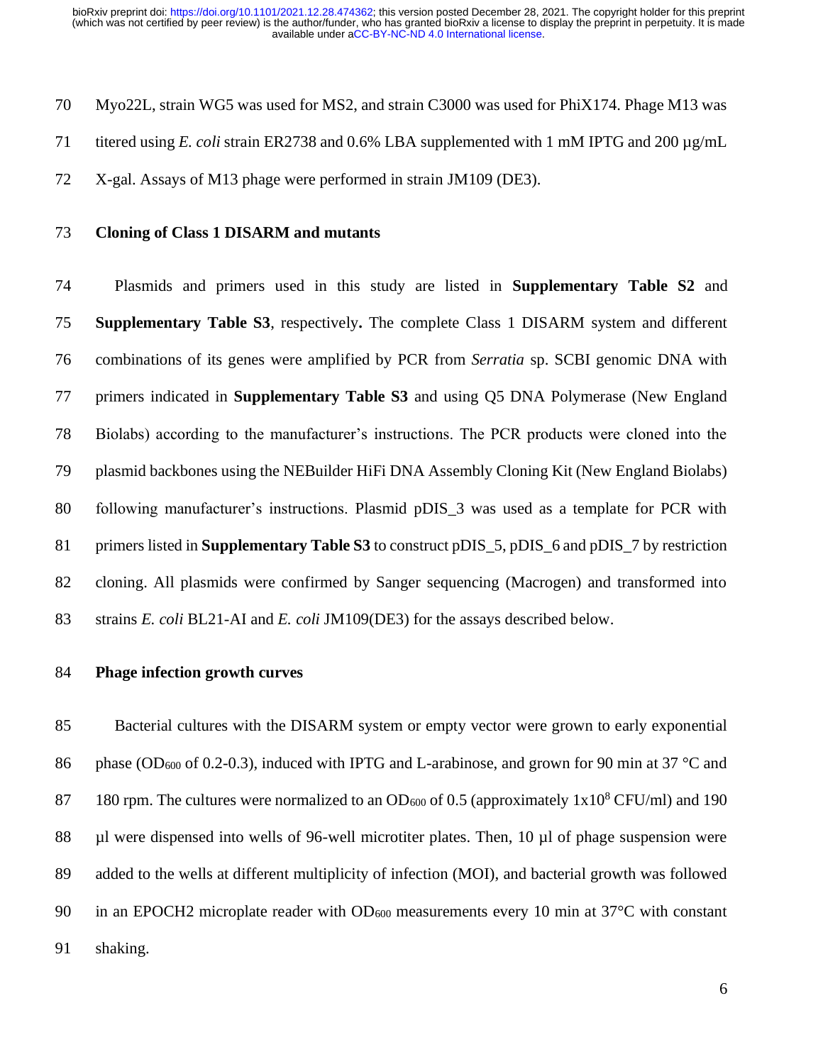Myo22L, strain WG5 was used for MS2, and strain C3000 was used for PhiX174. Phage M13 was titered using *E. coli* strain ER2738 and 0.6% LBA supplemented with 1 mM IPTG and 200 µg/mL X-gal. Assays of M13 phage were performed in strain JM109 (DE3).

## Cloning of Class 1 DISARM and mutants

Plasmids and primers used in this study are listed in **Supplementary Table S2** and **Supplementary Table S3**, respectively**.** The complete Class 1 DISARM system and different combinations of its genes were amplified by PCR from *Serratia* sp. SCBI genomic DNA with primers indicated in **Supplementary Table S3** and using Q5 DNA Polymerase (New England Biolabs) according to the manufacturer's instructions. The PCR products were cloned into the plasmid backbones using the NEBuilder HiFi DNA Assembly Cloning Kit (New England Biolabs) following manufacturer's instructions. Plasmid pDIS_3 was used as a template for PCR with primers listed in **Supplementary Table S3** to construct pDIS_5, pDIS_6 and pDIS_7 by restriction cloning. All plasmids were confirmed by Sanger sequencing (Macrogen) and transformed into strains *E. coli* BL21-AI and *E. coli* JM109(DE3) for the assays described below.

## Phage infection growth curves

Bacterial cultures with the DISARM system or empty vector were grown to early exponential phase ($OD_{600}$ of 0.2-0.3), induced with IPTG and L-arabinose, and grown for 90 min at 37 °C and 180 rpm. The cultures were normalized to an $OD_{600}$ of 0.5 (approximately $1x10^8$ CFU/ml) and 190 µl were dispensed into wells of 96-well microtiter plates. Then, 10 µl of phage suspension were added to the wells at different multiplicity of infection (MOI), and bacterial growth was followed in an EPOCH2 microplate reader with $OD_{600}$ measurements every 10 min at 37°C with constant shaking.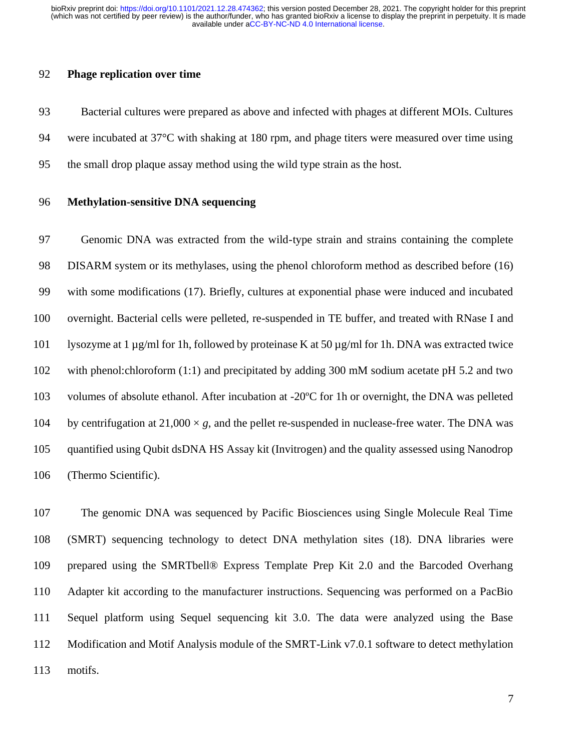**Phage replication over time**

Bacterial cultures were prepared as above and infected with phages at different MOIs. Cultures were incubated at 37°C with shaking at 180 rpm, and phage titers were measured over time using the small drop plaque assay method using the wild type strain as the host.

**Methylation-sensitive DNA sequencing**

Genomic DNA was extracted from the wild-type strain and strains containing the complete DISARM system or its methylases, using the phenol chloroform method as described before (16) with some modifications (17). Briefly, cultures at exponential phase were induced and incubated overnight. Bacterial cells were pelleted, re-suspended in TE buffer, and treated with RNase I and lysozyme at 1 µg/ml for 1h, followed by proteinase K at 50 µg/ml for 1h. DNA was extracted twice with phenol:chloroform (1:1) and precipitated by adding 300 mM sodium acetate pH 5.2 and two volumes of absolute ethanol. After incubation at -20ºC for 1h or overnight, the DNA was pelleted by centrifugation at 21,000 × *g*, and the pellet re-suspended in nuclease-free water. The DNA was quantified using Qubit dsDNA HS Assay kit (Invitrogen) and the quality assessed using Nanodrop (Thermo Scientific).

The genomic DNA was sequenced by Pacific Biosciences using Single Molecule Real Time (SMRT) sequencing technology to detect DNA methylation sites (18). DNA libraries were prepared using the SMRTbell® Express Template Prep Kit 2.0 and the Barcoded Overhang Adapter kit according to the manufacturer instructions. Sequencing was performed on a PacBio Sequel platform using Sequel sequencing kit 3.0. The data were analyzed using the Base Modification and Motif Analysis module of the SMRT-Link v7.0.1 software to detect methylation motifs.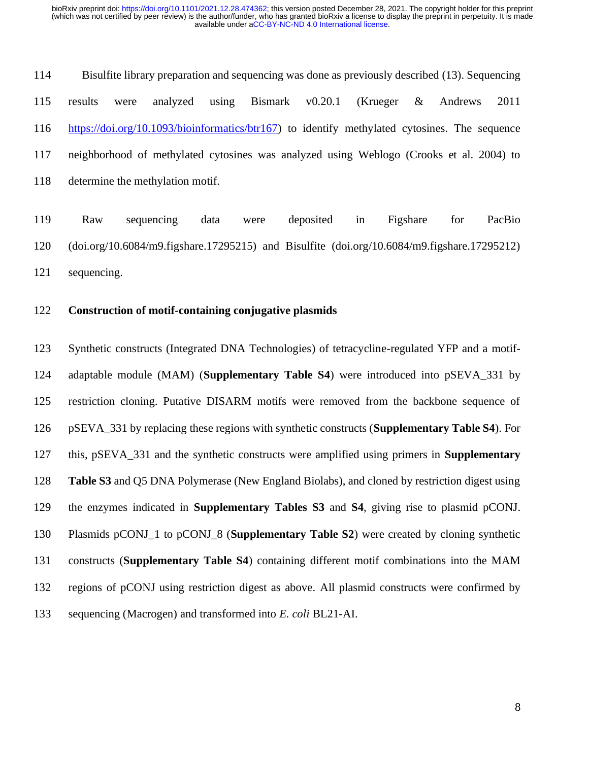Bisulfite library preparation and sequencing was done as previously described (13). Sequencing results were analyzed using Bismark v0.20.1 (Krueger & Andrews 2011 https://doi.org/10.1093/bioinformatics/btr167) to identify methylated cytosines. The sequence neighborhood of methylated cytosines was analyzed using Weblogo (Crooks et al. 2004) to determine the methylation motif.

Raw sequencing data were deposited in Figshare for PacBio (doi.org/10.6084/m9.figshare.17295215) and Bisulfite (doi.org/10.6084/m9.figshare.17295212) sequencing.

**Construction of motif-containing conjugative plasmids**

Synthetic constructs (Integrated DNA Technologies) of tetracycline-regulated YFP and a motif-adaptable module (MAM) (**Supplementary Table S4**) were introduced into pSEVA_331 by restriction cloning. Putative DISARM motifs were removed from the backbone sequence of pSEVA_331 by replacing these regions with synthetic constructs (**Supplementary Table S4**). For this, pSEVA_331 and the synthetic constructs were amplified using primers in **Supplementary Table S3** and Q5 DNA Polymerase (New England Biolabs), and cloned by restriction digest using the enzymes indicated in **Supplementary Tables S3** and **S4**, giving rise to plasmid pCONJ. Plasmids pCONJ_1 to pCONJ_8 (**Supplementary Table S2**) were created by cloning synthetic constructs (**Supplementary Table S4**) containing different motif combinations into the MAM regions of pCONJ using restriction digest as above. All plasmid constructs were confirmed by sequencing (Macrogen) and transformed into *E. coli* BL21-AI.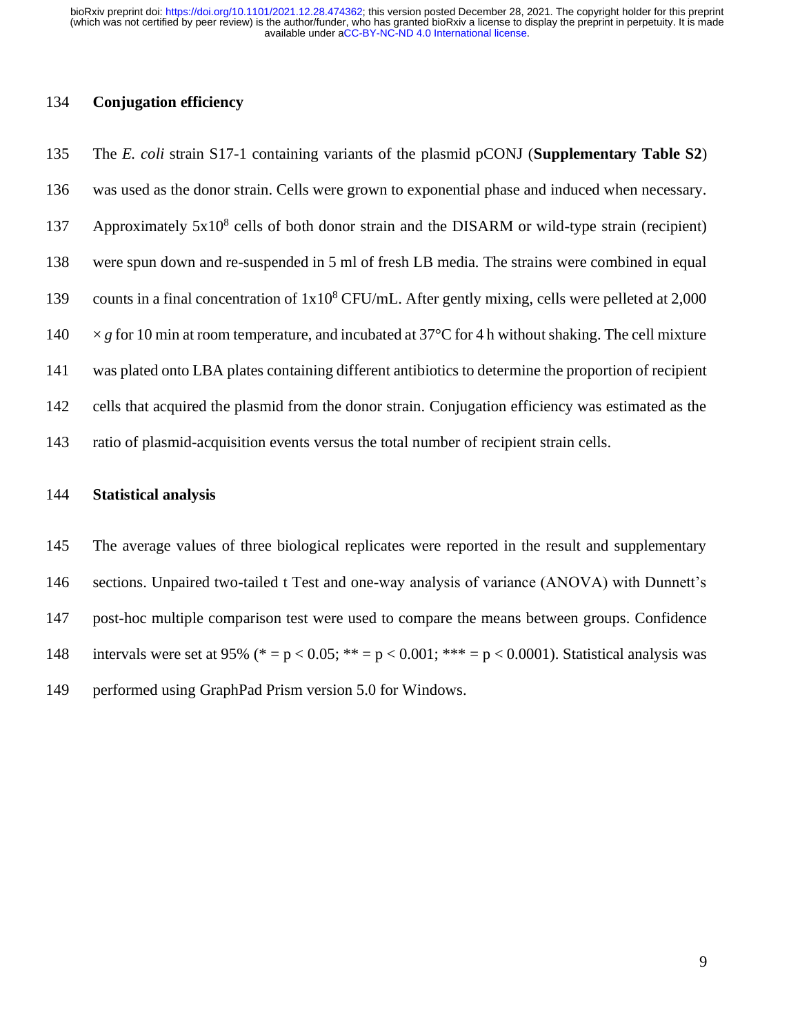## Conjugation efficiency

The *E. coli* strain S17-1 containing variants of the plasmid pCONJ (**Supplementary Table S2**) was used as the donor strain. Cells were grown to exponential phase and induced when necessary. Approximately $5 \times 10^8$ cells of both donor strain and the DISARM or wild-type strain (recipient) were spun down and re-suspended in 5 ml of fresh LB media. The strains were combined in equal counts in a final concentration of $1 \times 10^8$ CFU/mL. After gently mixing, cells were pelleted at 2,000 $\times$ *g* for 10 min at room temperature, and incubated at 37°C for 4 h without shaking. The cell mixture was plated onto LBA plates containing different antibiotics to determine the proportion of recipient cells that acquired the plasmid from the donor strain. Conjugation efficiency was estimated as the ratio of plasmid-acquisition events versus the total number of recipient strain cells.

## Statistical analysis

The average values of three biological replicates were reported in the result and supplementary sections. Unpaired two-tailed t Test and one-way analysis of variance (ANOVA) with Dunnett's post-hoc multiple comparison test were used to compare the means between groups. Confidence intervals were set at 95% (* = $p < 0.05$; ** = $p < 0.001$; *** = $p < 0.0001$). Statistical analysis was performed using GraphPad Prism version 5.0 for Windows.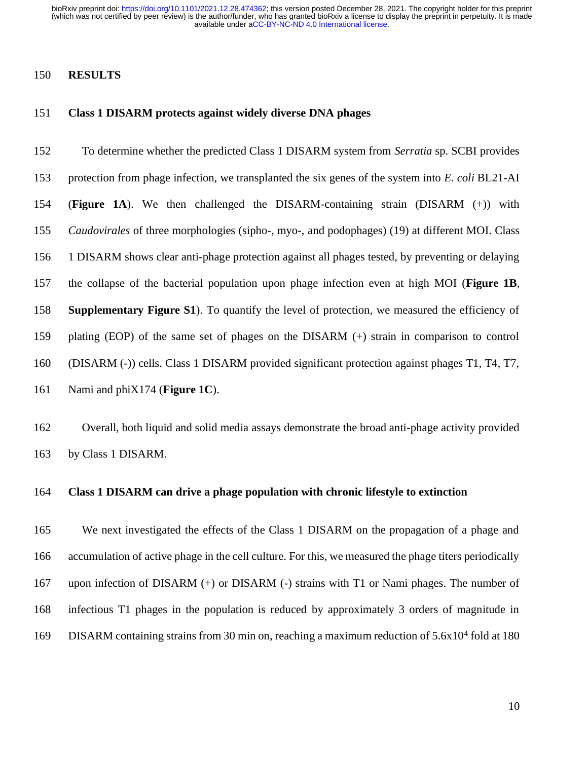# RESULTS

## Class 1 DISARM protects against widely diverse DNA phages

To determine whether the predicted Class 1 DISARM system from *Serratia* sp. SCBI provides protection from phage infection, we transplanted the six genes of the system into *E. coli* BL21-AI (**Figure 1A**). We then challenged the DISARM-containing strain (DISARM (+)) with *Caudovirales* of three morphologies (sipho-, myo-, and podophages) (19) at different MOI. Class 1 DISARM shows clear anti-phage protection against all phages tested, by preventing or delaying the collapse of the bacterial population upon phage infection even at high MOI (**Figure 1B**, **Supplementary Figure S1**). To quantify the level of protection, we measured the efficiency of plating (EOP) of the same set of phages on the DISARM (+) strain in comparison to control (DISARM (-)) cells. Class 1 DISARM provided significant protection against phages T1, T4, T7, Nami and phiX174 (**Figure 1C**).

Overall, both liquid and solid media assays demonstrate the broad anti-phage activity provided by Class 1 DISARM.

## Class 1 DISARM can drive a phage population with chronic lifestyle to extinction

We next investigated the effects of the Class 1 DISARM on the propagation of a phage and accumulation of active phage in the cell culture. For this, we measured the phage titers periodically upon infection of DISARM (+) or DISARM (-) strains with T1 or Nami phages. The number of infectious T1 phages in the population is reduced by approximately 3 orders of magnitude in DISARM containing strains from 30 min on, reaching a maximum reduction of $5.6 \times 10^4$ fold at 180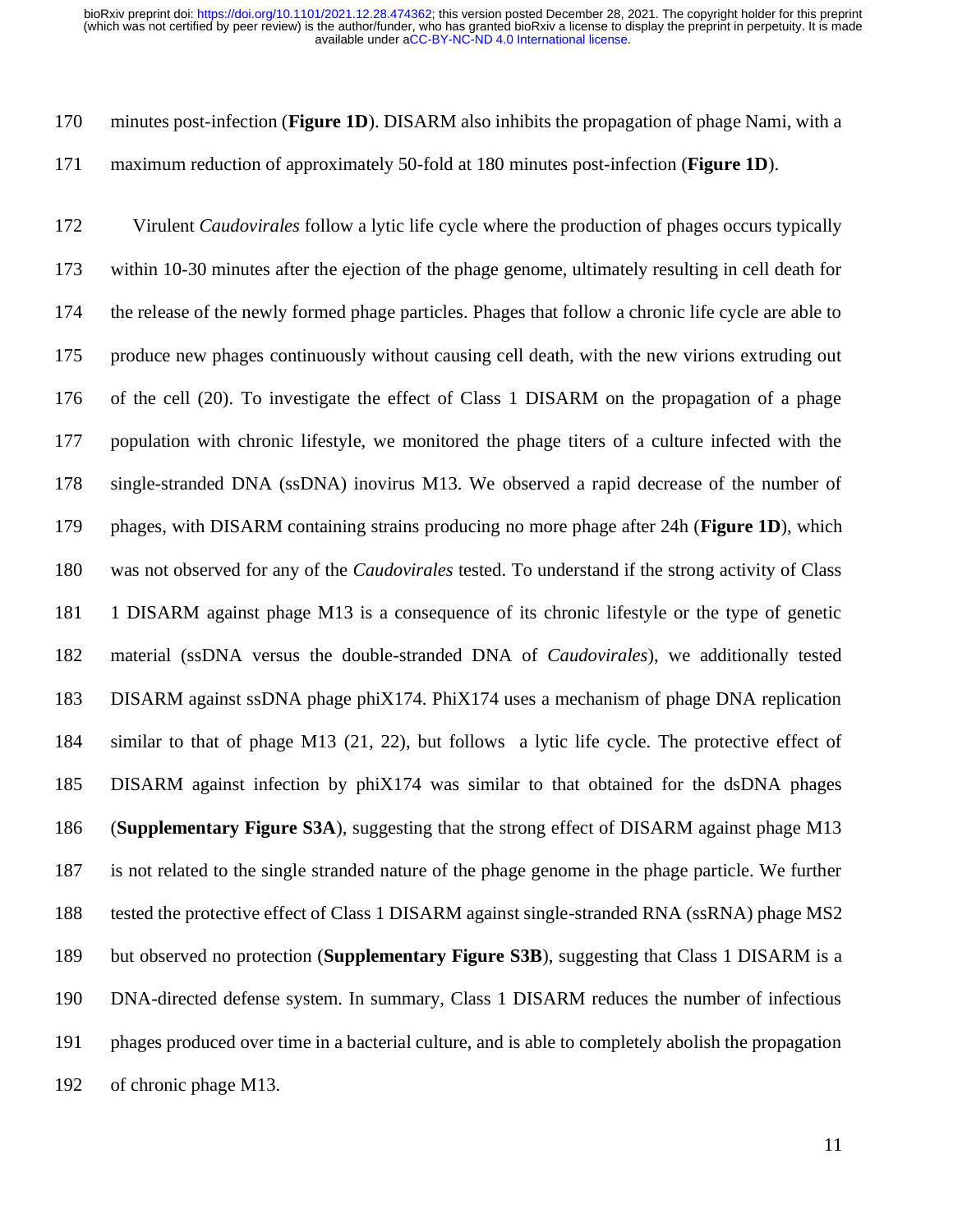minutes post-infection (**Figure 1D**). DISARM also inhibits the propagation of phage Nami, with a maximum reduction of approximately 50-fold at 180 minutes post-infection (**Figure 1D**).

Virulent *Caudovirales* follow a lytic life cycle where the production of phages occurs typically within 10-30 minutes after the ejection of the phage genome, ultimately resulting in cell death for the release of the newly formed phage particles. Phages that follow a chronic life cycle are able to produce new phages continuously without causing cell death, with the new virions extruding out of the cell (20). To investigate the effect of Class 1 DISARM on the propagation of a phage population with chronic lifestyle, we monitored the phage titers of a culture infected with the single-stranded DNA (ssDNA) inovirus M13. We observed a rapid decrease of the number of phages, with DISARM containing strains producing no more phage after 24h (**Figure 1D**), which was not observed for any of the *Caudovirales* tested. To understand if the strong activity of Class 1 DISARM against phage M13 is a consequence of its chronic lifestyle or the type of genetic material (ssDNA versus the double-stranded DNA of *Caudovirales*), we additionally tested DISARM against ssDNA phage phiX174. PhiX174 uses a mechanism of phage DNA replication similar to that of phage M13 (21, 22), but follows a lytic life cycle. The protective effect of DISARM against infection by phiX174 was similar to that obtained for the dsDNA phages (**Supplementary Figure S3A**), suggesting that the strong effect of DISARM against phage M13 is not related to the single stranded nature of the phage genome in the phage particle. We further tested the protective effect of Class 1 DISARM against single-stranded RNA (ssRNA) phage MS2 but observed no protection (**Supplementary Figure S3B**), suggesting that Class 1 DISARM is a DNA-directed defense system. In summary, Class 1 DISARM reduces the number of infectious phages produced over time in a bacterial culture, and is able to completely abolish the propagation of chronic phage M13.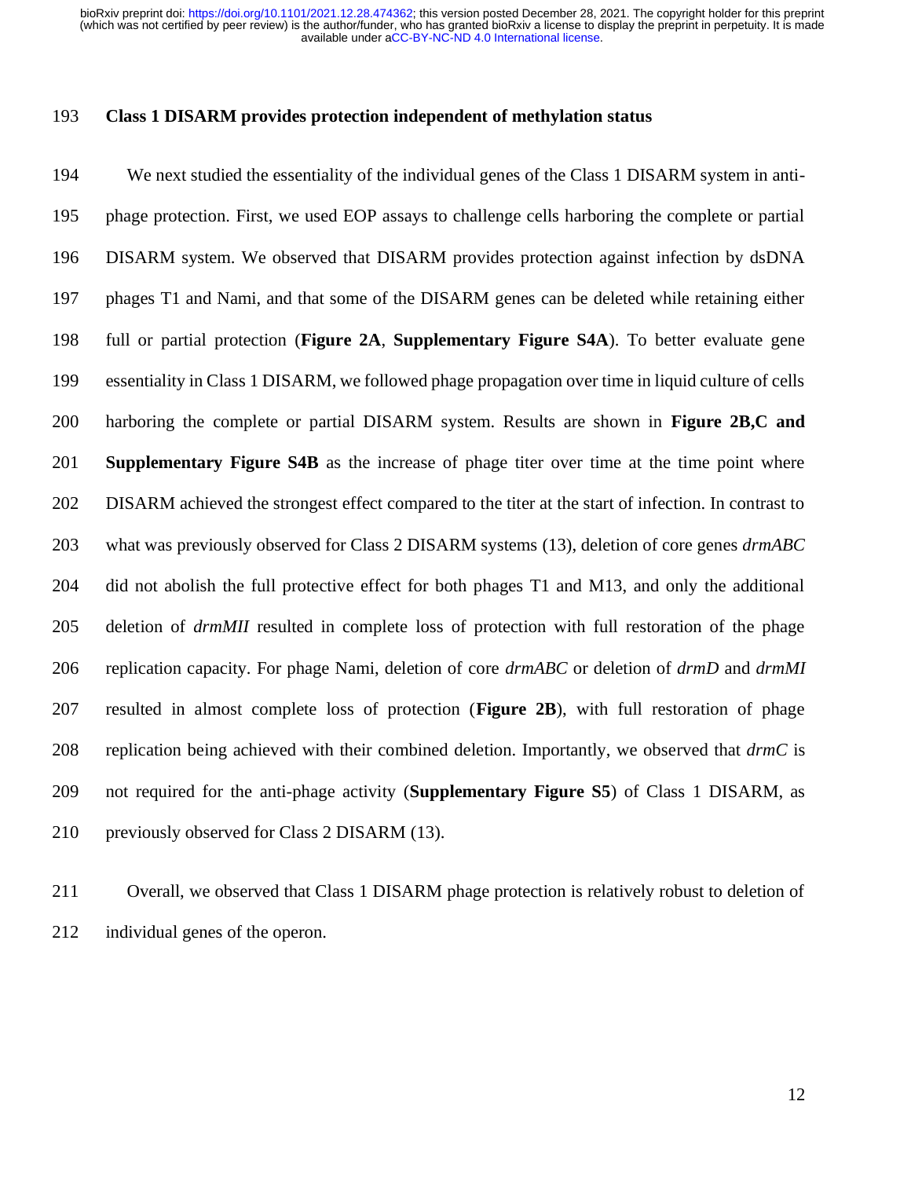### Class 1 DISARM provides protection independent of methylation status

We next studied the essentiality of the individual genes of the Class 1 DISARM system in anti-phage protection. First, we used EOP assays to challenge cells harboring the complete or partial DISARM system. We observed that DISARM provides protection against infection by dsDNA phages T1 and Nami, and that some of the DISARM genes can be deleted while retaining either full or partial protection (**Figure 2A**, **Supplementary Figure S4A**). To better evaluate gene essentiality in Class 1 DISARM, we followed phage propagation over time in liquid culture of cells harboring the complete or partial DISARM system. Results are shown in **Figure 2B,C and Supplementary Figure S4B** as the increase of phage titer over time at the time point where DISARM achieved the strongest effect compared to the titer at the start of infection. In contrast to what was previously observed for Class 2 DISARM systems (13), deletion of core genes *drmABC* did not abolish the full protective effect for both phages T1 and M13, and only the additional deletion of *drmMII* resulted in complete loss of protection with full restoration of the phage replication capacity. For phage Nami, deletion of core *drmABC* or deletion of *drmD* and *drmMI* resulted in almost complete loss of protection (**Figure 2B**), with full restoration of phage replication being achieved with their combined deletion. Importantly, we observed that *drmC* is not required for the anti-phage activity (**Supplementary Figure S5**) of Class 1 DISARM, as previously observed for Class 2 DISARM (13).

Overall, we observed that Class 1 DISARM phage protection is relatively robust to deletion of individual genes of the operon.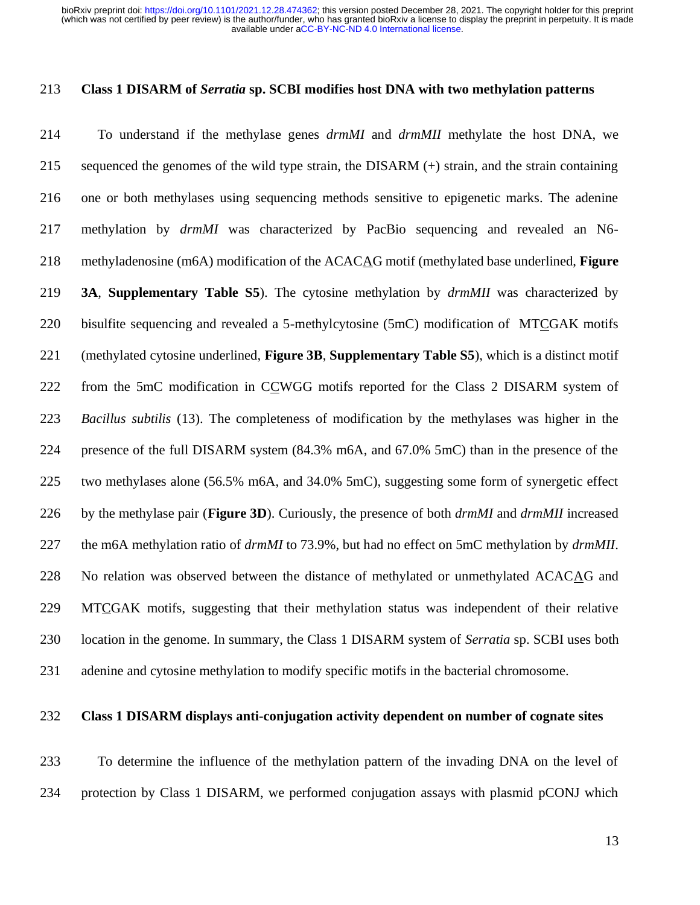## Class 1 DISARM of *Serratia* sp. SCBI modifies host DNA with two methylation patterns

To understand if the methylase genes *drmMI* and *drmMII* methylate the host DNA, we sequenced the genomes of the wild type strain, the DISARM (+) strain, and the strain containing one or both methylases using sequencing methods sensitive to epigenetic marks. The adenine methylation by *drmMI* was characterized by PacBio sequencing and revealed an N6-methyladenosine (m6A) modification of the ACAC<u>A</u>G motif (methylated base underlined, **Figure 3A**, **Supplementary Table S5**). The cytosine methylation by *drmMII* was characterized by bisulfite sequencing and revealed a 5-methylcytosine (5mC) modification of MT<u>C</u>GAK motifs (methylated cytosine underlined, **Figure 3B**, **Supplementary Table S5**), which is a distinct motif from the 5mC modification in C<u>C</u>WGG motifs reported for the Class 2 DISARM system of *Bacillus subtilis* (13). The completeness of modification by the methylases was higher in the presence of the full DISARM system (84.3% m6A, and 67.0% 5mC) than in the presence of the two methylases alone (56.5% m6A, and 34.0% 5mC), suggesting some form of synergetic effect by the methylase pair (**Figure 3D**). Curiously, the presence of both *drmMI* and *drmMII* increased the m6A methylation ratio of *drmMI* to 73.9%, but had no effect on 5mC methylation by *drmMII*. No relation was observed between the distance of methylated or unmethylated ACAC<u>A</u>G and MT<u>C</u>GAK motifs, suggesting that their methylation status was independent of their relative location in the genome. In summary, the Class 1 DISARM system of *Serratia* sp. SCBI uses both adenine and cytosine methylation to modify specific motifs in the bacterial chromosome.

## Class 1 DISARM displays anti-conjugation activity dependent on number of cognate sites

To determine the influence of the methylation pattern of the invading DNA on the level of protection by Class 1 DISARM, we performed conjugation assays with plasmid pCONJ which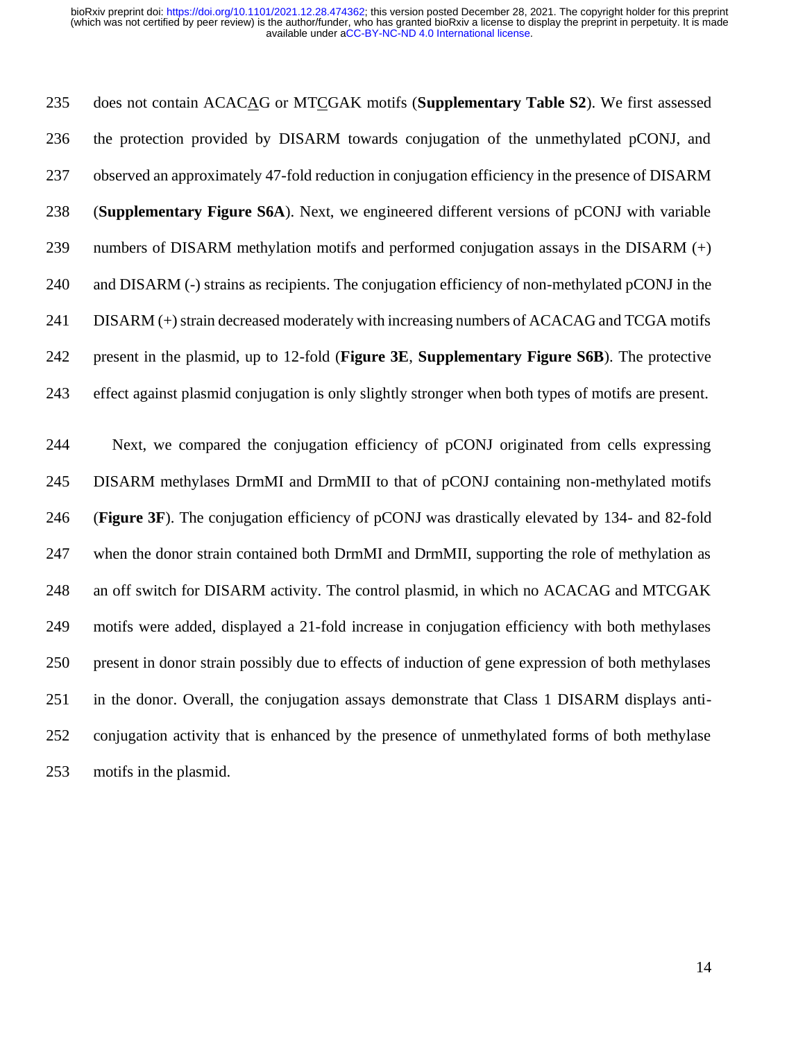does not contain ACAC<u>A</u>G or MT<u>C</u>GAK motifs (**Supplementary Table S2**). We first assessed the protection provided by DISARM towards conjugation of the unmethylated pCONJ, and observed an approximately 47-fold reduction in conjugation efficiency in the presence of DISARM (**Supplementary Figure S6A**). Next, we engineered different versions of pCONJ with variable numbers of DISARM methylation motifs and performed conjugation assays in the DISARM (+) and DISARM (-) strains as recipients. The conjugation efficiency of non-methylated pCONJ in the DISARM (+) strain decreased moderately with increasing numbers of ACACAG and TCGA motifs present in the plasmid, up to 12-fold (**Figure 3E**, **Supplementary Figure S6B**). The protective effect against plasmid conjugation is only slightly stronger when both types of motifs are present.

Next, we compared the conjugation efficiency of pCONJ originated from cells expressing DISARM methylases DrmMI and DrmMII to that of pCONJ containing non-methylated motifs (**Figure 3F**). The conjugation efficiency of pCONJ was drastically elevated by 134- and 82-fold when the donor strain contained both DrmMI and DrmMII, supporting the role of methylation as an off switch for DISARM activity. The control plasmid, in which no ACACAG and MTCGAK motifs were added, displayed a 21-fold increase in conjugation efficiency with both methylases present in donor strain possibly due to effects of induction of gene expression of both methylases in the donor. Overall, the conjugation assays demonstrate that Class 1 DISARM displays anti-conjugation activity that is enhanced by the presence of unmethylated forms of both methylase motifs in the plasmid.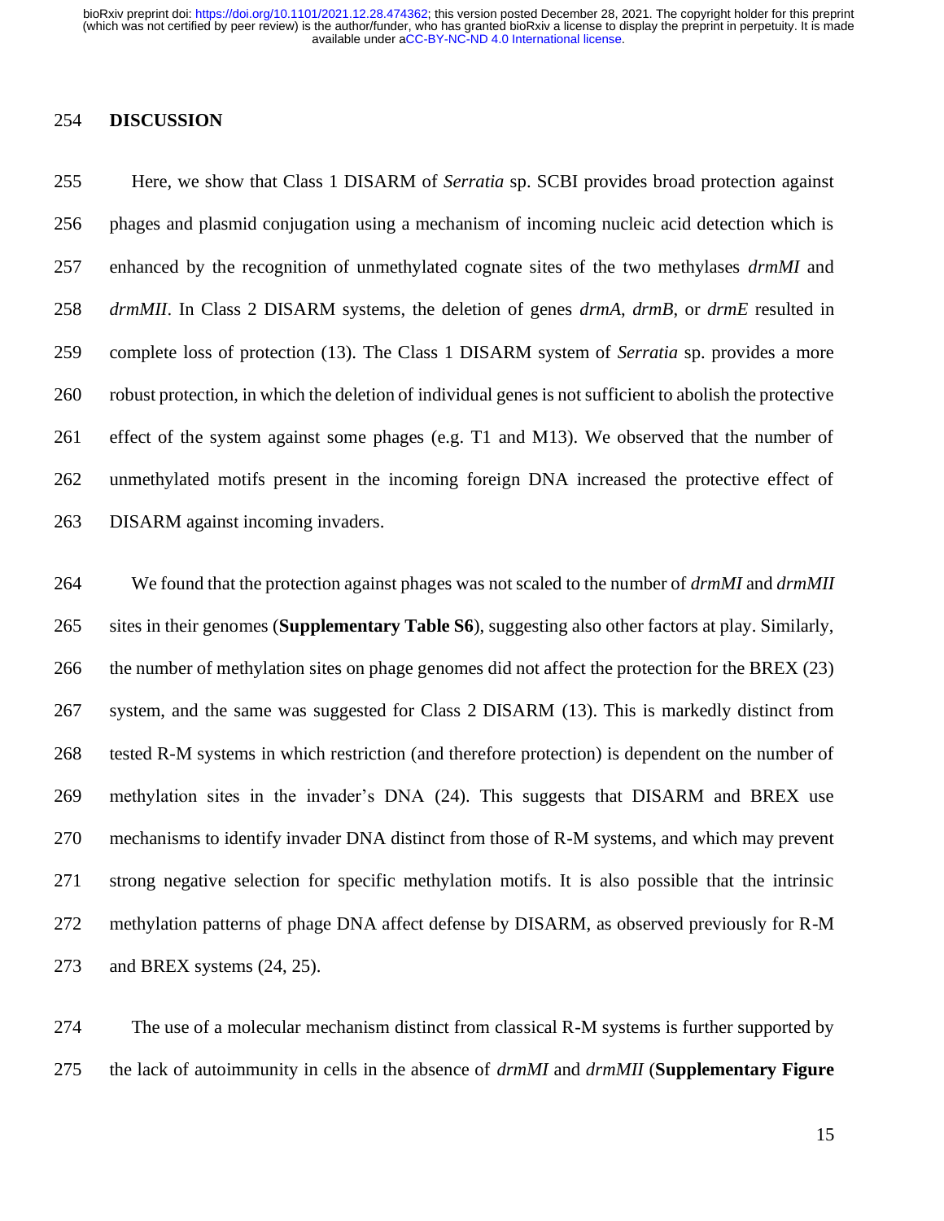## DISCUSSION

Here, we show that Class 1 DISARM of *Serratia* sp. SCBI provides broad protection against phages and plasmid conjugation using a mechanism of incoming nucleic acid detection which is enhanced by the recognition of unmethylated cognate sites of the two methylases *drmMI* and *drmMII*. In Class 2 DISARM systems, the deletion of genes *drmA*, *drmB*, or *drmE* resulted in complete loss of protection (13). The Class 1 DISARM system of *Serratia* sp. provides a more robust protection, in which the deletion of individual genes is not sufficient to abolish the protective effect of the system against some phages (e.g. T1 and M13). We observed that the number of unmethylated motifs present in the incoming foreign DNA increased the protective effect of DISARM against incoming invaders.

We found that the protection against phages was not scaled to the number of *drmMI* and *drmMII* sites in their genomes (**Supplementary Table S6**), suggesting also other factors at play. Similarly, the number of methylation sites on phage genomes did not affect the protection for the BREX (23) system, and the same was suggested for Class 2 DISARM (13). This is markedly distinct from tested R-M systems in which restriction (and therefore protection) is dependent on the number of methylation sites in the invader's DNA (24). This suggests that DISARM and BREX use mechanisms to identify invader DNA distinct from those of R-M systems, and which may prevent strong negative selection for specific methylation motifs. It is also possible that the intrinsic methylation patterns of phage DNA affect defense by DISARM, as observed previously for R-M and BREX systems (24, 25).

The use of a molecular mechanism distinct from classical R-M systems is further supported by the lack of autoimmunity in cells in the absence of *drmMI* and *drmMII* (**Supplementary Figure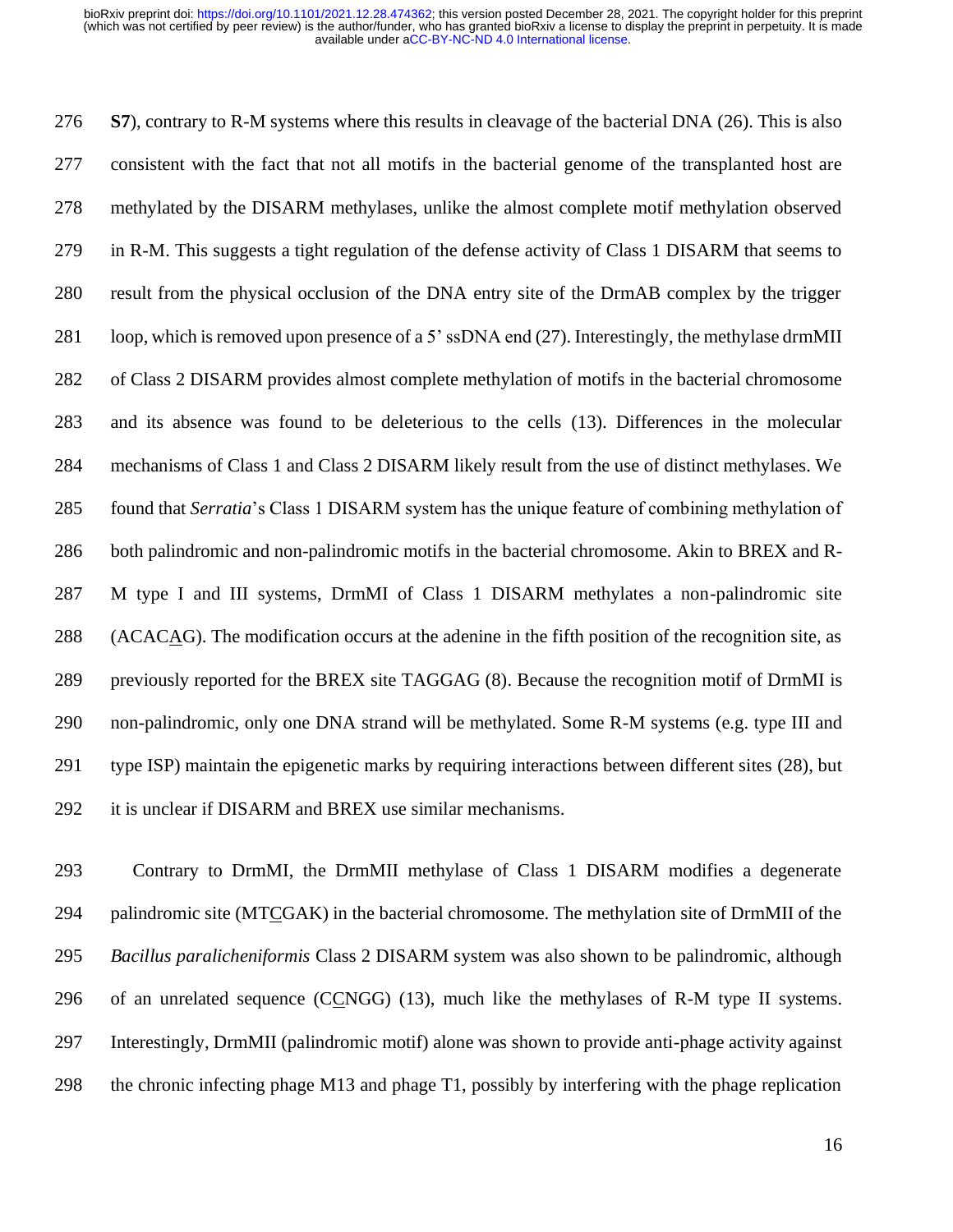**S7**), contrary to R-M systems where this results in cleavage of the bacterial DNA (26). This is also consistent with the fact that not all motifs in the bacterial genome of the transplanted host are methylated by the DISARM methylases, unlike the almost complete motif methylation observed in R-M. This suggests a tight regulation of the defense activity of Class 1 DISARM that seems to result from the physical occlusion of the DNA entry site of the DrmAB complex by the trigger loop, which is removed upon presence of a 5' ssDNA end (27). Interestingly, the methylase drmMII of Class 2 DISARM provides almost complete methylation of motifs in the bacterial chromosome and its absence was found to be deleterious to the cells (13). Differences in the molecular mechanisms of Class 1 and Class 2 DISARM likely result from the use of distinct methylases. We found that *Serratia*'s Class 1 DISARM system has the unique feature of combining methylation of both palindromic and non-palindromic motifs in the bacterial chromosome. Akin to BREX and R-M type I and III systems, DrmMI of Class 1 DISARM methylates a non-palindromic site (ACAC<u>A</u>G). The modification occurs at the adenine in the fifth position of the recognition site, as previously reported for the BREX site TAGGAG (8). Because the recognition motif of DrmMI is non-palindromic, only one DNA strand will be methylated. Some R-M systems (e.g. type III and type ISP) maintain the epigenetic marks by requiring interactions between different sites (28), but it is unclear if DISARM and BREX use similar mechanisms.

Contrary to DrmMI, the DrmMII methylase of Class 1 DISARM modifies a degenerate palindromic site (MT<u>C</u>GAK) in the bacterial chromosome. The methylation site of DrmMII of the *Bacillus paralicheniformis* Class 2 DISARM system was also shown to be palindromic, although of an unrelated sequence (C<u>C</u>NGG) (13), much like the methylases of R-M type II systems. Interestingly, DrmMII (palindromic motif) alone was shown to provide anti-phage activity against the chronic infecting phage M13 and phage T1, possibly by interfering with the phage replication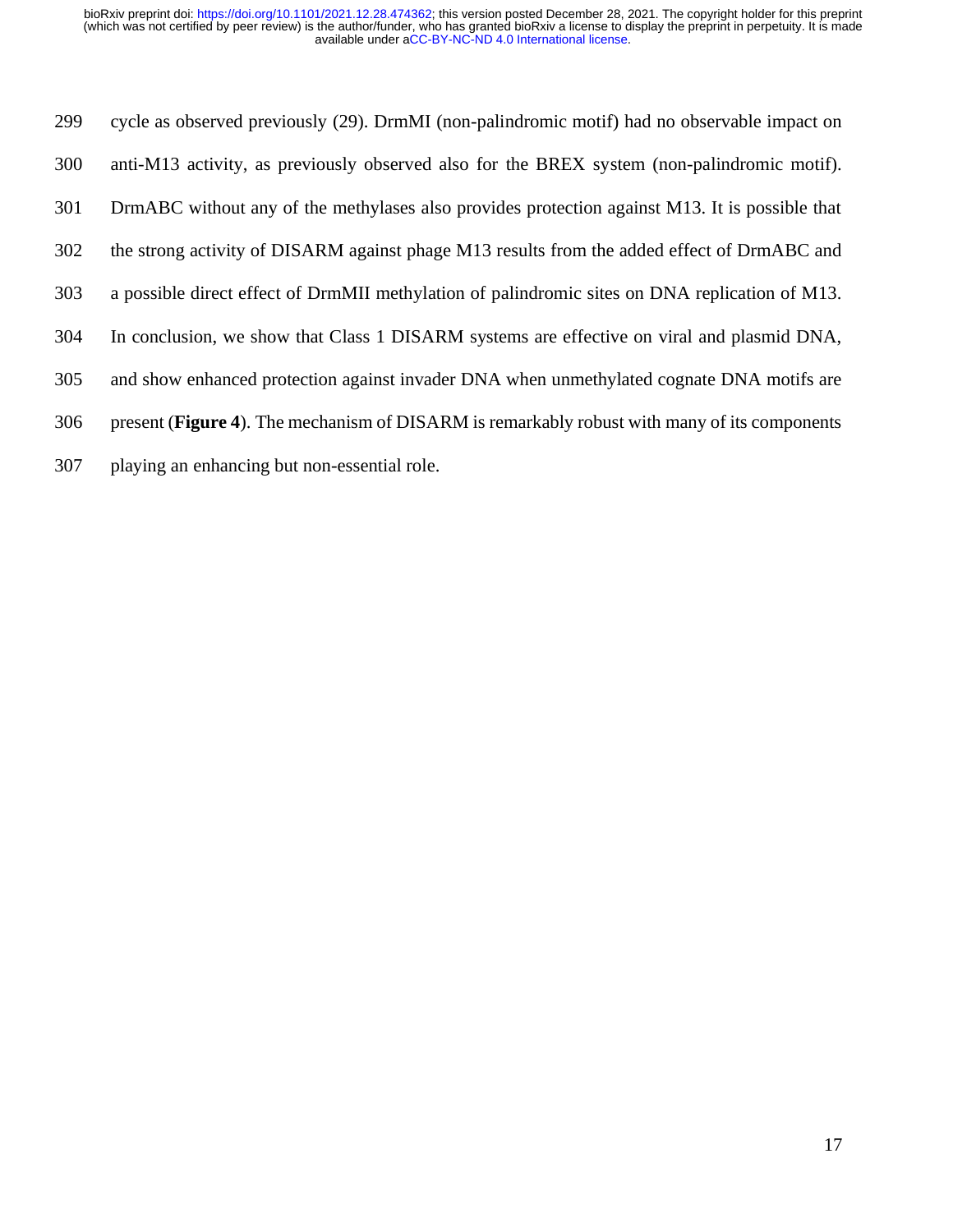cycle as observed previously (29). DrmMI (non-palindromic motif) had no observable impact on anti-M13 activity, as previously observed also for the BREX system (non-palindromic motif). DrmABC without any of the methylases also provides protection against M13. It is possible that the strong activity of DISARM against phage M13 results from the added effect of DrmABC and a possible direct effect of DrmMII methylation of palindromic sites on DNA replication of M13. In conclusion, we show that Class 1 DISARM systems are effective on viral and plasmid DNA, and show enhanced protection against invader DNA when unmethylated cognate DNA motifs are present (**Figure 4**). The mechanism of DISARM is remarkably robust with many of its components playing an enhancing but non-essential role.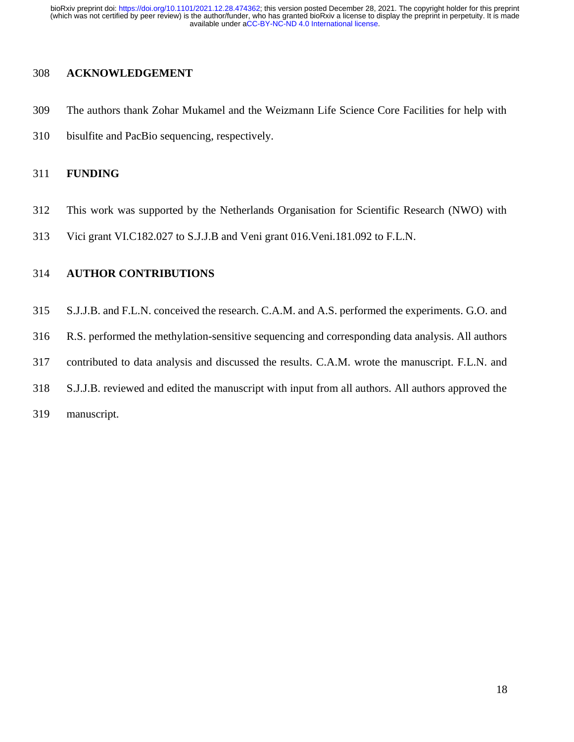## ACKNOWLEDGEMENT

The authors thank Zohar Mukamel and the Weizmann Life Science Core Facilities for help with bisulfite and PacBio sequencing, respectively.

## FUNDING

This work was supported by the Netherlands Organisation for Scientific Research (NWO) with Vici grant VI.C182.027 to S.J.J.B and Veni grant 016.Veni.181.092 to F.L.N.

## AUTHOR CONTRIBUTIONS

S.J.J.B. and F.L.N. conceived the research. C.A.M. and A.S. performed the experiments. G.O. and R.S. performed the methylation-sensitive sequencing and corresponding data analysis. All authors contributed to data analysis and discussed the results. C.A.M. wrote the manuscript. F.L.N. and S.J.J.B. reviewed and edited the manuscript with input from all authors. All authors approved the manuscript.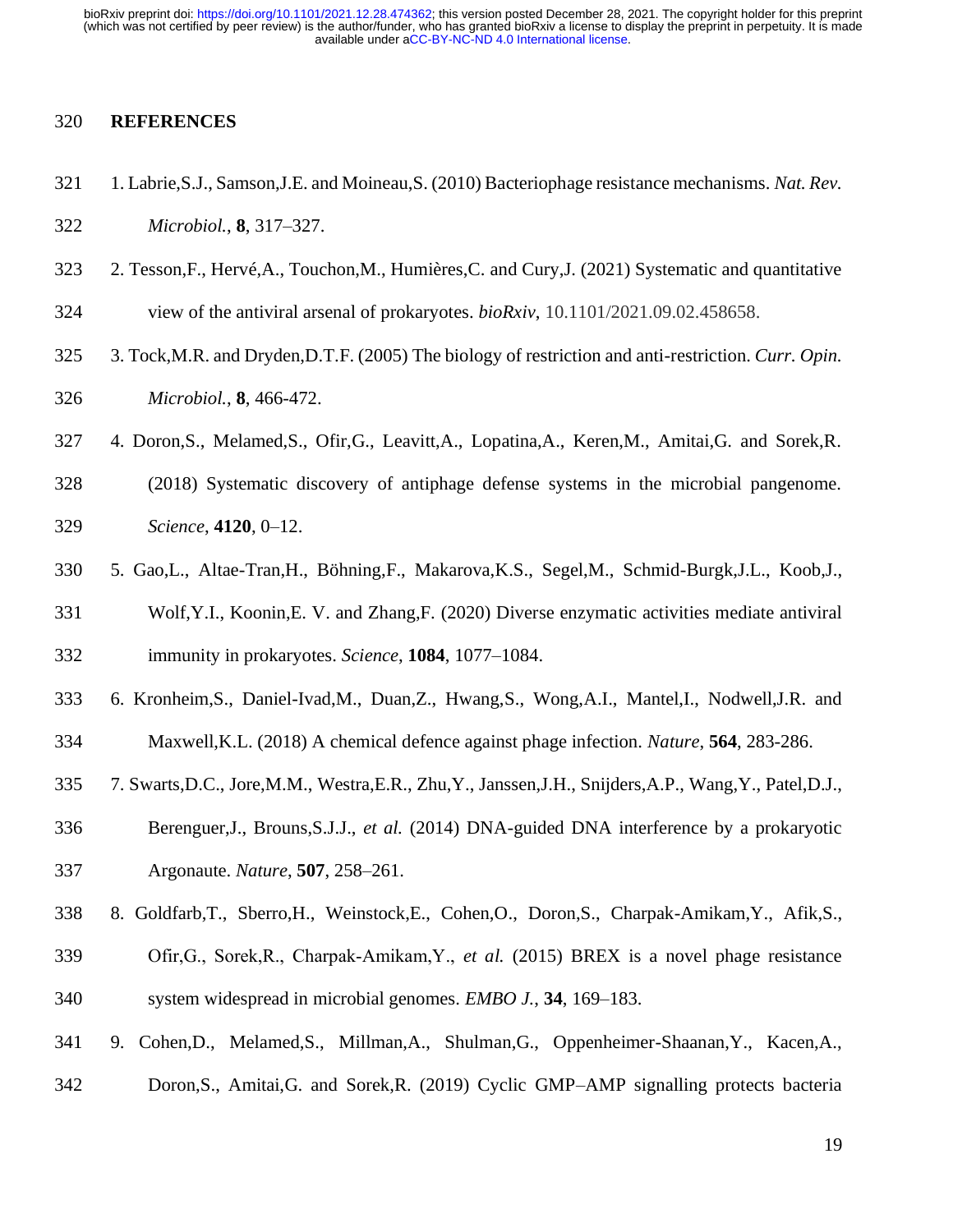## REFERENCES

1. Labrie,S.J., Samson,J.E. and Moineau,S. (2010) Bacteriophage resistance mechanisms. *Nat. Rev. Microbiol.*, **8**, 317–327.
2. Tesson,F., Hervé,A., Touchon,M., Humières,C. and Cury,J. (2021) Systematic and quantitative view of the antiviral arsenal of prokaryotes. *bioRxiv*, 10.1101/2021.09.02.458658.
3. Tock,M.R. and Dryden,D.T.F. (2005) The biology of restriction and anti-restriction. *Curr. Opin. Microbiol.*, **8**, 466-472.
4. Doron,S., Melamed,S., Ofir,G., Leavitt,A., Lopatina,A., Keren,M., Amitai,G. and Sorek,R. (2018) Systematic discovery of antiphage defense systems in the microbial pangenome. *Science*, **4120**, 0–12.
5. Gao,L., Altae-Tran,H., Böhning,F., Makarova,K.S., Segel,M., Schmid-Burgk,J.L., Koob,J., Wolf,Y.I., Koonin,E. V. and Zhang,F. (2020) Diverse enzymatic activities mediate antiviral immunity in prokaryotes. *Science*, **1084**, 1077–1084.
6. Kronheim,S., Daniel-Ivad,M., Duan,Z., Hwang,S., Wong,A.I., Mantel,I., Nodwell,J.R. and Maxwell,K.L. (2018) A chemical defence against phage infection. *Nature*, **564**, 283-286.
7. Swarts,D.C., Jore,M.M., Westra,E.R., Zhu,Y., Janssen,J.H., Snijders,A.P., Wang,Y., Patel,D.J., Berenguer,J., Brouns,S.J.J., *et al.* (2014) DNA-guided DNA interference by a prokaryotic Argonaute. *Nature*, **507**, 258–261.
8. Goldfarb,T., Sberro,H., Weinstock,E., Cohen,O., Doron,S., Charpak-Amikam,Y., Afik,S., Ofir,G., Sorek,R., Charpak-Amikam,Y., *et al.* (2015) BREX is a novel phage resistance system widespread in microbial genomes. *EMBO J.*, **34**, 169–183.
9. Cohen,D., Melamed,S., Millman,A., Shulman,G., Oppenheimer-Shaanan,Y., Kacen,A., Doron,S., Amitai,G. and Sorek,R. (2019) Cyclic GMP–AMP signalling protects bacteria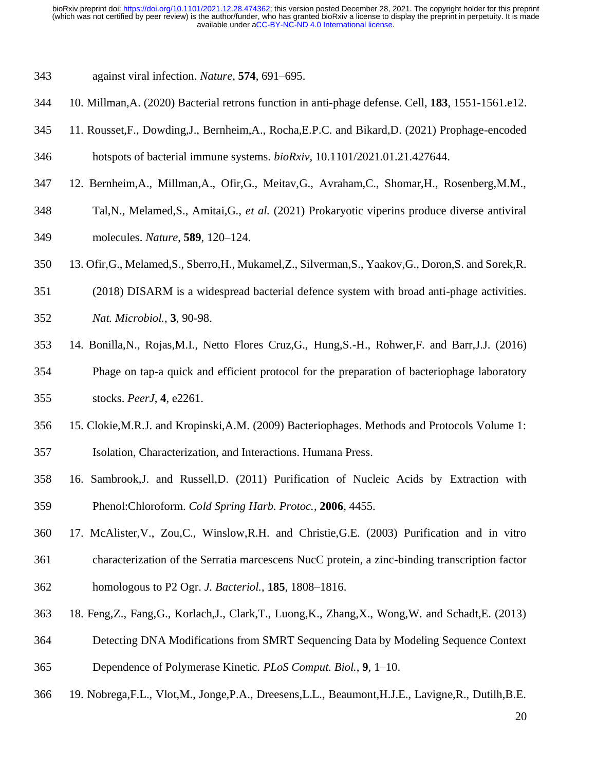against viral infection. *Nature*, **574**, 691–695.

10. Millman,A. (2020) Bacterial retrons function in anti-phage defense. Cell, **183**, 1551-1561.e12.
11. Rousset,F., Dowding,J., Bernheim,A., Rocha,E.P.C. and Bikard,D. (2021) Prophage-encoded hotspots of bacterial immune systems. *bioRxiv*, 10.1101/2021.01.21.427644.
12. Bernheim,A., Millman,A., Ofir,G., Meitav,G., Avraham,C., Shomar,H., Rosenberg,M.M., Tal,N., Melamed,S., Amitai,G., *et al.* (2021) Prokaryotic viperins produce diverse antiviral molecules. *Nature*, **589**, 120–124.
13. Ofir,G., Melamed,S., Sberro,H., Mukamel,Z., Silverman,S., Yaakov,G., Doron,S. and Sorek,R. (2018) DISARM is a widespread bacterial defence system with broad anti-phage activities. *Nat. Microbiol.*, **3**, 90-98.
14. Bonilla,N., Rojas,M.I., Netto Flores Cruz,G., Hung,S.-H., Rohwer,F. and Barr,J.J. (2016) Phage on tap-a quick and efficient protocol for the preparation of bacteriophage laboratory stocks. *PeerJ*, **4**, e2261.
15. Clokie,M.R.J. and Kropinski,A.M. (2009) Bacteriophages. Methods and Protocols Volume 1: Isolation, Characterization, and Interactions. Humana Press.
16. Sambrook,J. and Russell,D. (2011) Purification of Nucleic Acids by Extraction with Phenol:Chloroform. *Cold Spring Harb. Protoc.*, **2006**, 4455.
17. McAlister,V., Zou,C., Winslow,R.H. and Christie,G.E. (2003) Purification and in vitro characterization of the Serratia marcescens NucC protein, a zinc-binding transcription factor homologous to P2 Ogr. *J. Bacteriol.*, **185**, 1808–1816.
18. Feng,Z., Fang,G., Korlach,J., Clark,T., Luong,K., Zhang,X., Wong,W. and Schadt,E. (2013) Detecting DNA Modifications from SMRT Sequencing Data by Modeling Sequence Context Dependence of Polymerase Kinetic. *PLoS Comput. Biol.*, **9**, 1–10.
19. Nobrega,F.L., Vlot,M., Jonge,P.A., Dreesens,L.L., Beaumont,H.J.E., Lavigne,R., Dutilh,B.E.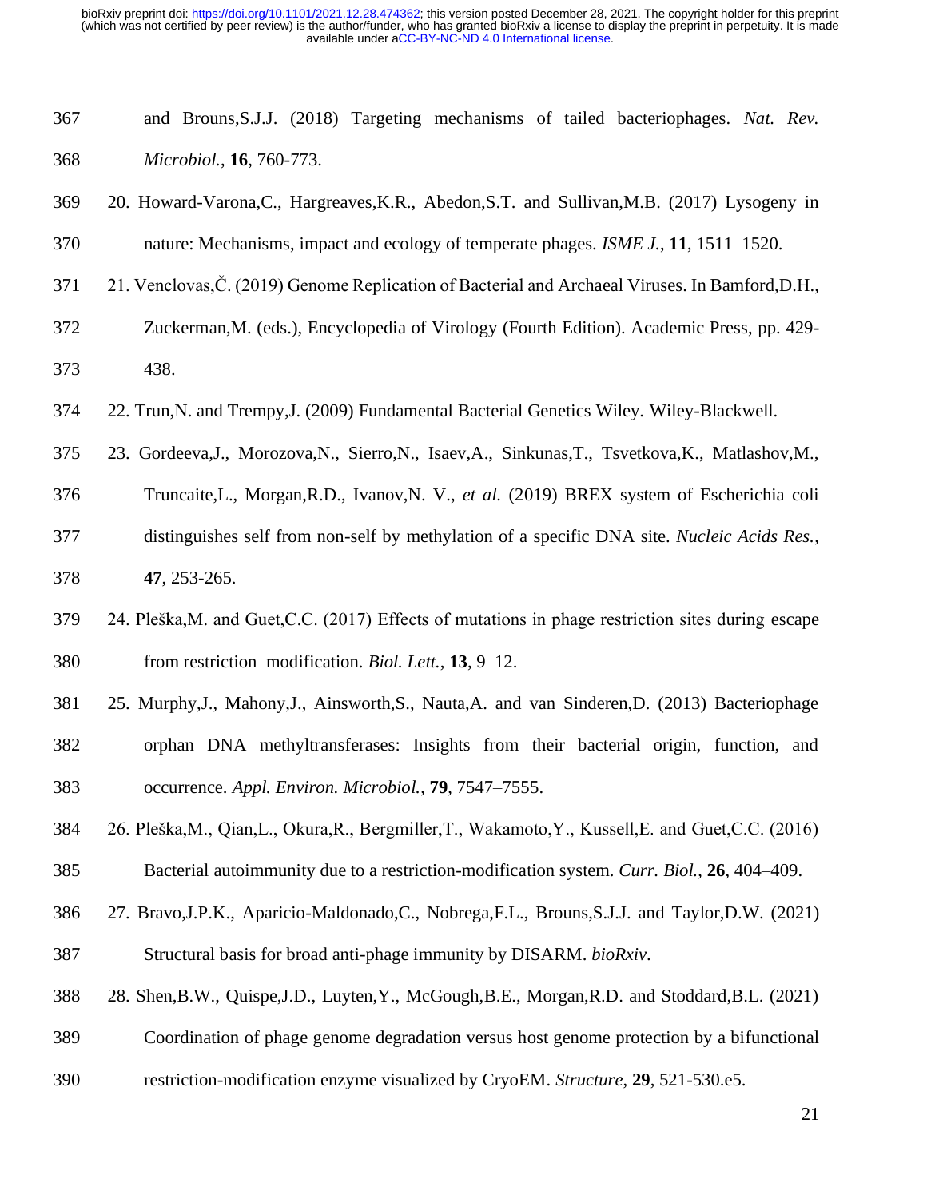and Brouns,S.J.J. (2018) Targeting mechanisms of tailed bacteriophages. *Nat. Rev. Microbiol.*, **16**, 760-773.

20. Howard-Varona,C., Hargreaves,K.R., Abedon,S.T. and Sullivan,M.B. (2017) Lysogeny in nature: Mechanisms, impact and ecology of temperate phages. *ISME J.*, **11**, 1511–1520.

21. Venclovas,Č. (2019) Genome Replication of Bacterial and Archaeal Viruses. In Bamford,D.H., Zuckerman,M. (eds.), Encyclopedia of Virology (Fourth Edition). Academic Press, pp. 429-438.

22. Trun,N. and Trempy,J. (2009) Fundamental Bacterial Genetics Wiley. Wiley-Blackwell.

23. Gordeeva,J., Morozova,N., Sierro,N., Isaev,A., Sinkunas,T., Tsvetkova,K., Matlashov,M., Truncaite,L., Morgan,R.D., Ivanov,N. V., *et al.* (2019) BREX system of Escherichia coli distinguishes self from non-self by methylation of a specific DNA site. *Nucleic Acids Res.*, **47**, 253-265.

24. Pleška,M. and Guet,C.C. (2017) Effects of mutations in phage restriction sites during escape from restriction–modification. *Biol. Lett.*, **13**, 9–12.

25. Murphy,J., Mahony,J., Ainsworth,S., Nauta,A. and van Sinderen,D. (2013) Bacteriophage orphan DNA methyltransferases: Insights from their bacterial origin, function, and occurrence. *Appl. Environ. Microbiol.*, **79**, 7547–7555.

26. Pleška,M., Qian,L., Okura,R., Bergmiller,T., Wakamoto,Y., Kussell,E. and Guet,C.C. (2016) Bacterial autoimmunity due to a restriction-modification system. *Curr. Biol.*, **26**, 404–409.

27. Bravo,J.P.K., Aparicio-Maldonado,C., Nobrega,F.L., Brouns,S.J.J. and Taylor,D.W. (2021) Structural basis for broad anti-phage immunity by DISARM. *bioRxiv*.

28. Shen,B.W., Quispe,J.D., Luyten,Y., McGough,B.E., Morgan,R.D. and Stoddard,B.L. (2021) Coordination of phage genome degradation versus host genome protection by a bifunctional restriction-modification enzyme visualized by CryoEM. *Structure*, **29**, 521-530.e5.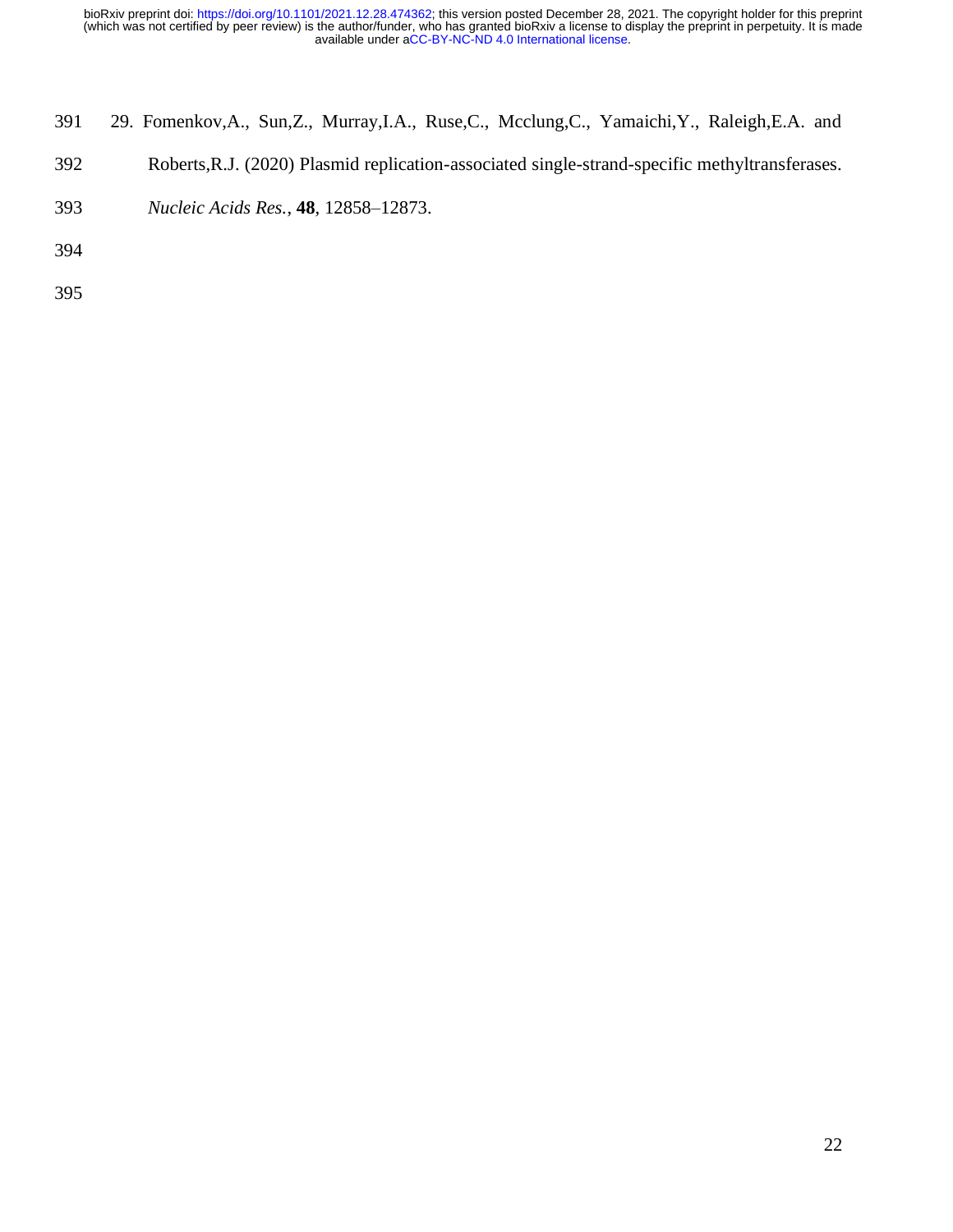29. Fomenkov,A., Sun,Z., Murray,I.A., Ruse,C., Mcclung,C., Yamaichi,Y., Raleigh,E.A. and Roberts,R.J. (2020) Plasmid replication-associated single-strand-specific methyltransferases. *Nucleic Acids Res.*, **48**, 12858–12873.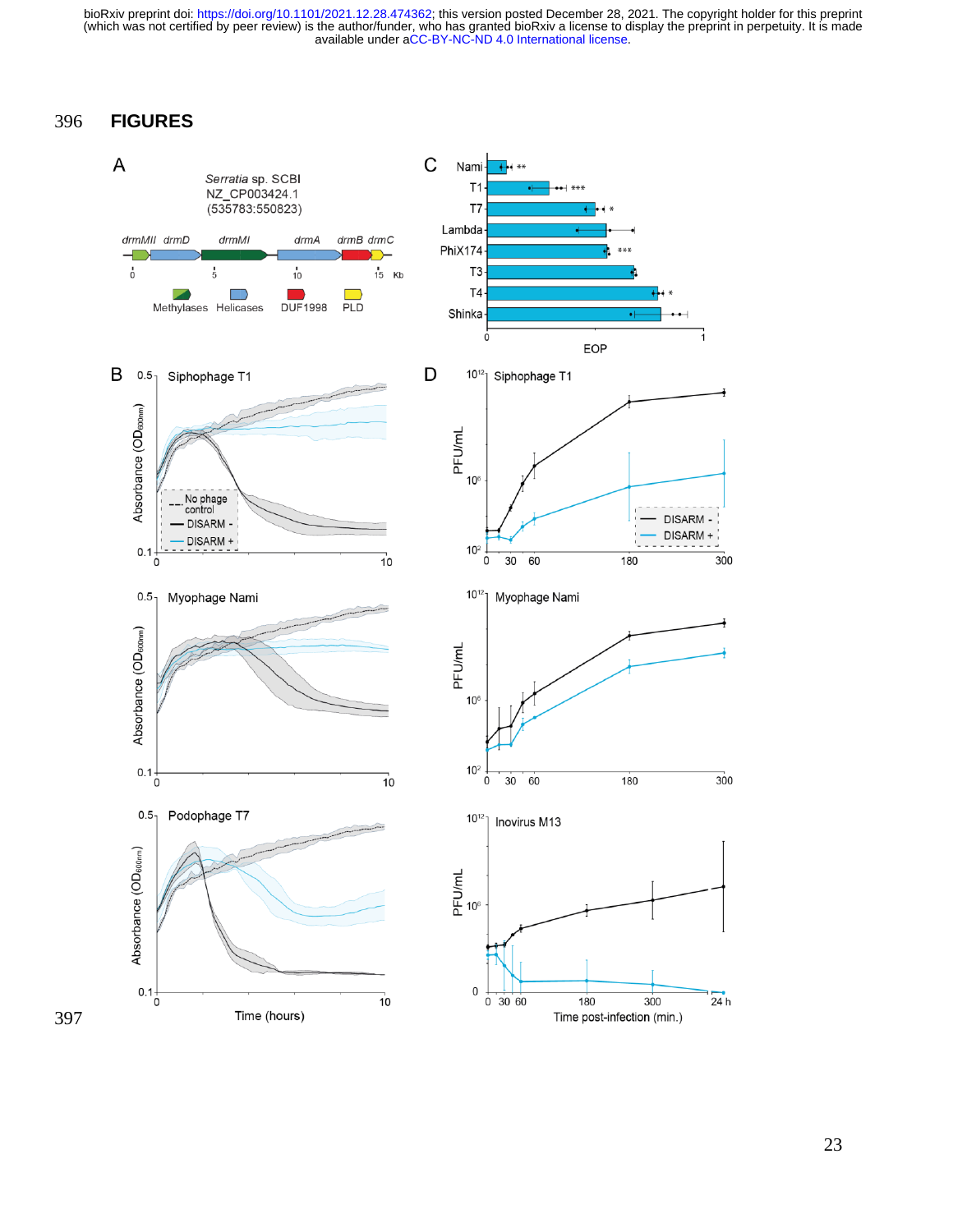# FIGURES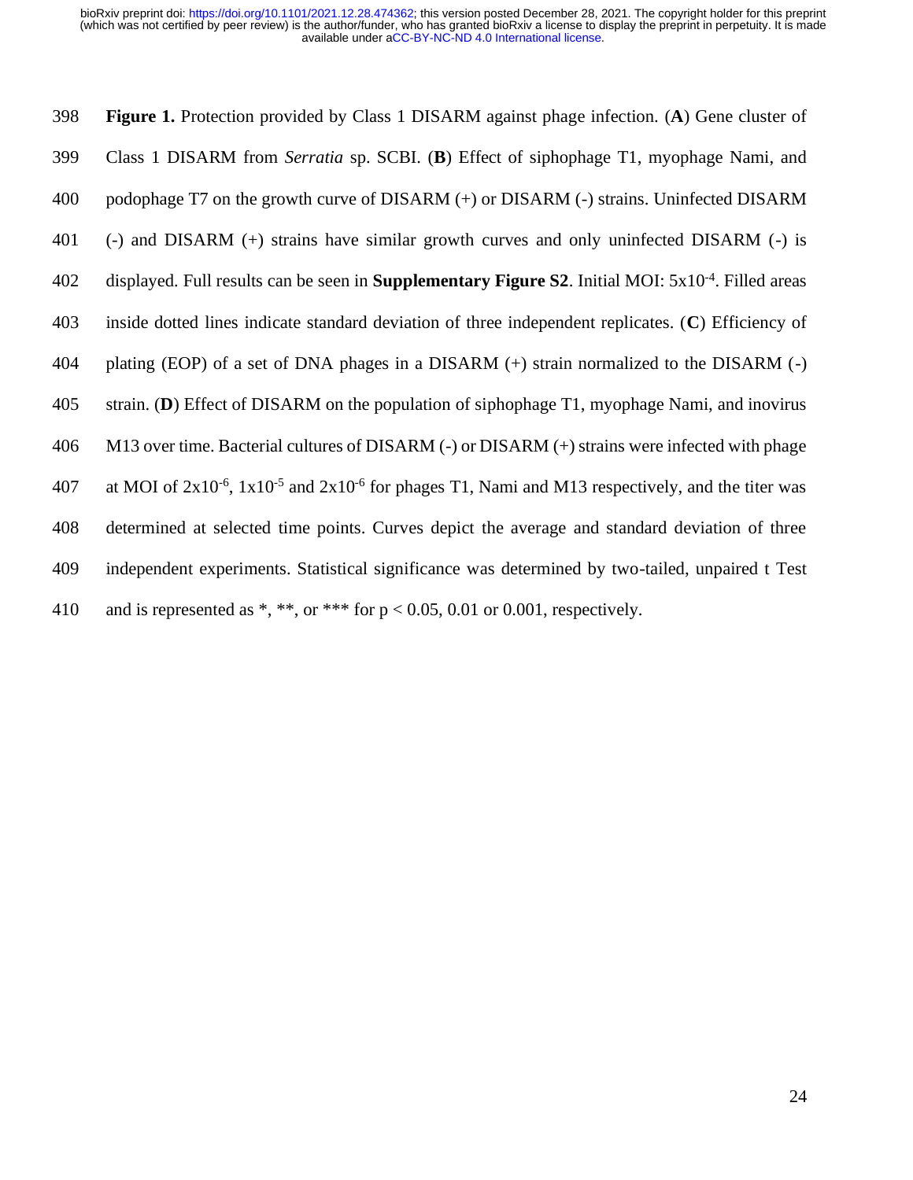**Figure 1.** Protection provided by Class 1 DISARM against phage infection. (**A**) Gene cluster of Class 1 DISARM from *Serratia* sp. SCBI. (**B**) Effect of siphophage T1, myophage Nami, and podophage T7 on the growth curve of DISARM (+) or DISARM (-) strains. Uninfected DISARM (-) and DISARM (+) strains have similar growth curves and only uninfected DISARM (-) is displayed. Full results can be seen in **Supplementary Figure S2**. Initial MOI: $5x10^{-4}$. Filled areas inside dotted lines indicate standard deviation of three independent replicates. (**C**) Efficiency of plating (EOP) of a set of DNA phages in a DISARM (+) strain normalized to the DISARM (-) strain. (**D**) Effect of DISARM on the population of siphophage T1, myophage Nami, and inovirus M13 over time. Bacterial cultures of DISARM (-) or DISARM (+) strains were infected with phage at MOI of $2x10^{-6}$, $1x10^{-5}$ and $2x10^{-6}$ for phages T1, Nami and M13 respectively, and the titer was determined at selected time points. Curves depict the average and standard deviation of three independent experiments. Statistical significance was determined by two-tailed, unpaired t Test and is represented as *, **, or *** for $p < 0.05$, 0.01 or 0.001, respectively.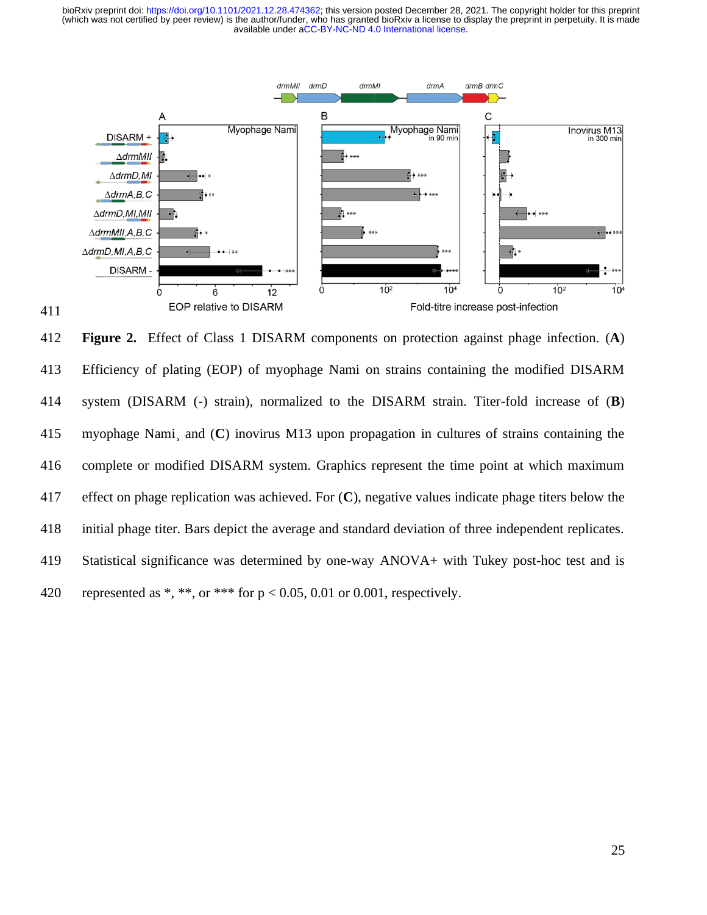**Figure 2.** Effect of Class 1 DISARM components on protection against phage infection. (**A**) Efficiency of plating (EOP) of myophage Nami on strains containing the modified DISARM system (DISARM (-) strain), normalized to the DISARM strain. Titer-fold increase of (**B**) myophage Nami¸ and (**C**) inovirus M13 upon propagation in cultures of strains containing the complete or modified DISARM system. Graphics represent the time point at which maximum effect on phage replication was achieved. For (**C**), negative values indicate phage titers below the initial phage titer. Bars depict the average and standard deviation of three independent replicates. Statistical significance was determined by one-way ANOVA+ with Tukey post-hoc test and is represented as *, **, or *** for $p < 0.05$, 0.01 or 0.001, respectively.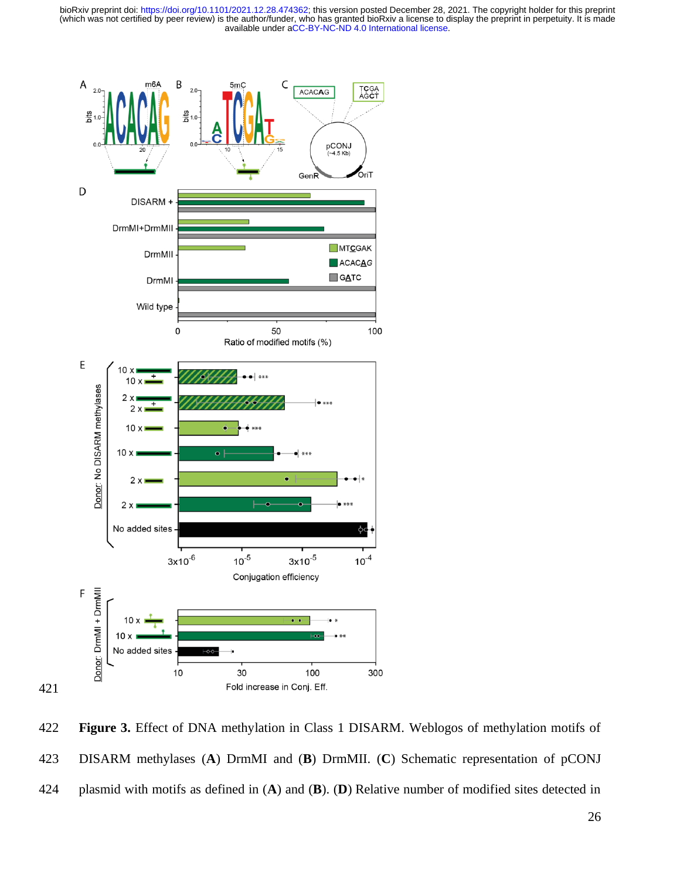421

422 **Figure 3.** Effect of DNA methylation in Class 1 DISARM. Weblogos of methylation motifs of

423 DISARM methylases (**A**) DrmMI and (**B**) DrmMII. (**C**) Schematic representation of pCONJ

424 plasmid with motifs as defined in (**A**) and (**B**). (**D**) Relative number of modified sites detected in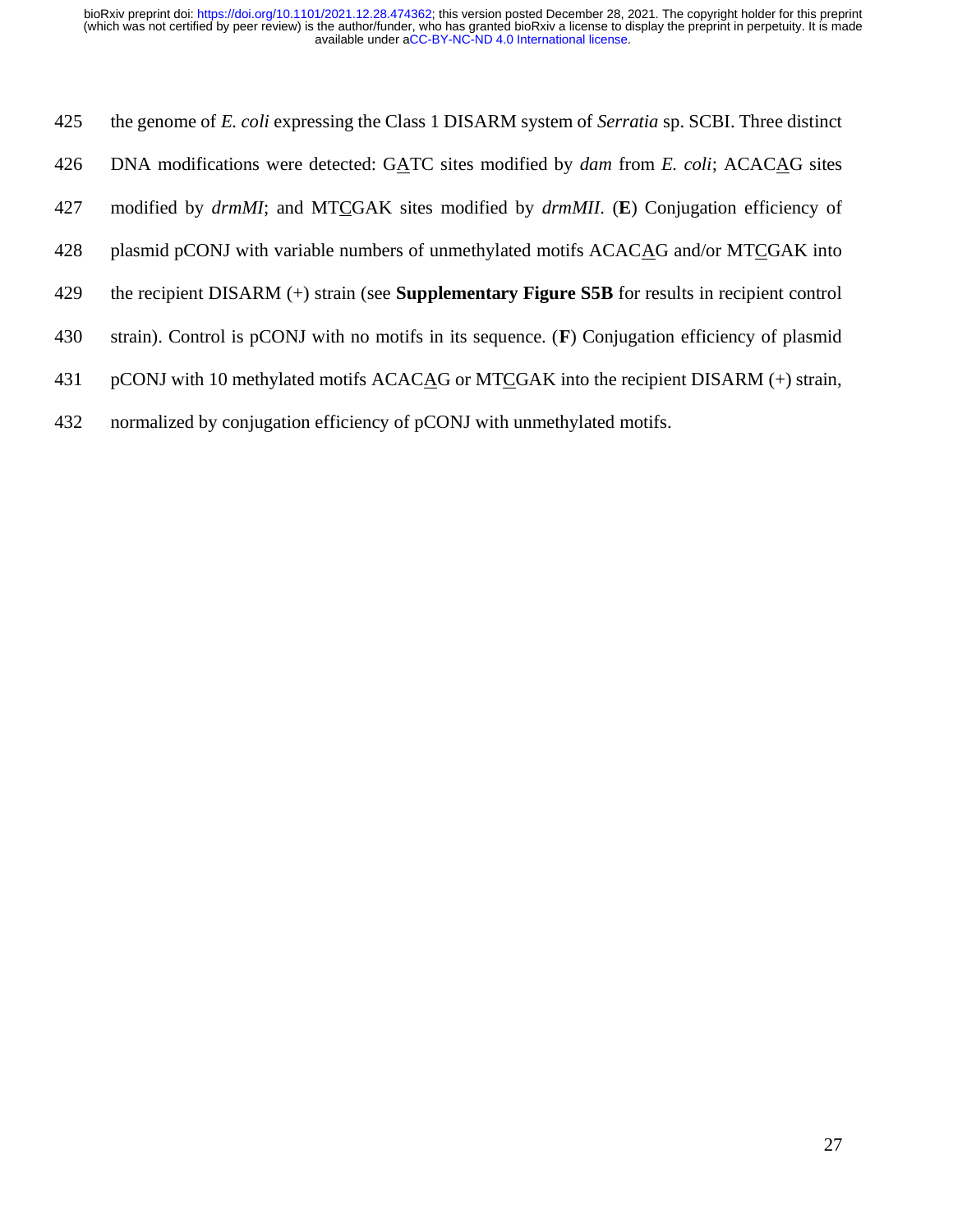the genome of *E. coli* expressing the Class 1 DISARM system of *Serratia* sp. SCBI. Three distinct DNA modifications were detected: G<u>A</u>TC sites modified by *dam* from *E. coli*; ACAC<u>A</u>G sites modified by *drmMI*; and MT<u>C</u>GAK sites modified by *drmMII*. (**E**) Conjugation efficiency of plasmid pCONJ with variable numbers of unmethylated motifs ACAC<u>A</u>G and/or MT<u>C</u>GAK into the recipient DISARM (+) strain (see **Supplementary Figure S5B** for results in recipient control strain). Control is pCONJ with no motifs in its sequence. (**F**) Conjugation efficiency of plasmid pCONJ with 10 methylated motifs ACAC<u>A</u>G or MT<u>C</u>GAK into the recipient DISARM (+) strain, normalized by conjugation efficiency of pCONJ with unmethylated motifs.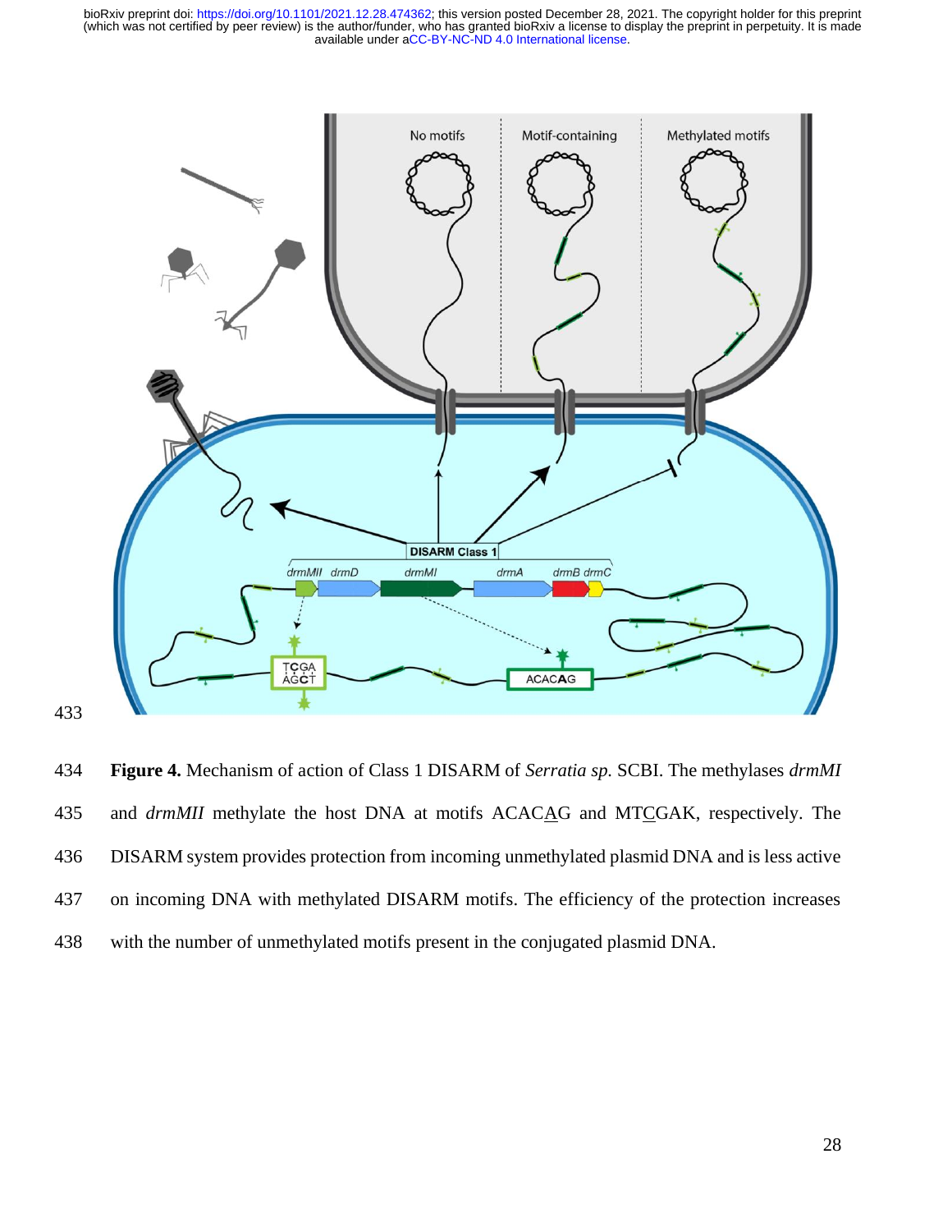No motifs

Motif-containing

Methylated motifs

DISARM Class 1

drmMII drmD drmMI drmA drmB drmC

TCGA
AGCT

ACACAG

433

434 **Figure 4.** Mechanism of action of Class 1 DISARM of *Serratia sp.* SCBI. The methylases *drmMI*
435 and *drmMII* methylate the host DNA at motifs ACACAG and MTCGAK, respectively. The
436 DISARM system provides protection from incoming unmethylated plasmid DNA and is less active
437 on incoming DNA with methylated DISARM motifs. The efficiency of the protection increases
438 with the number of unmethylated motifs present in the conjugated plasmid DNA.